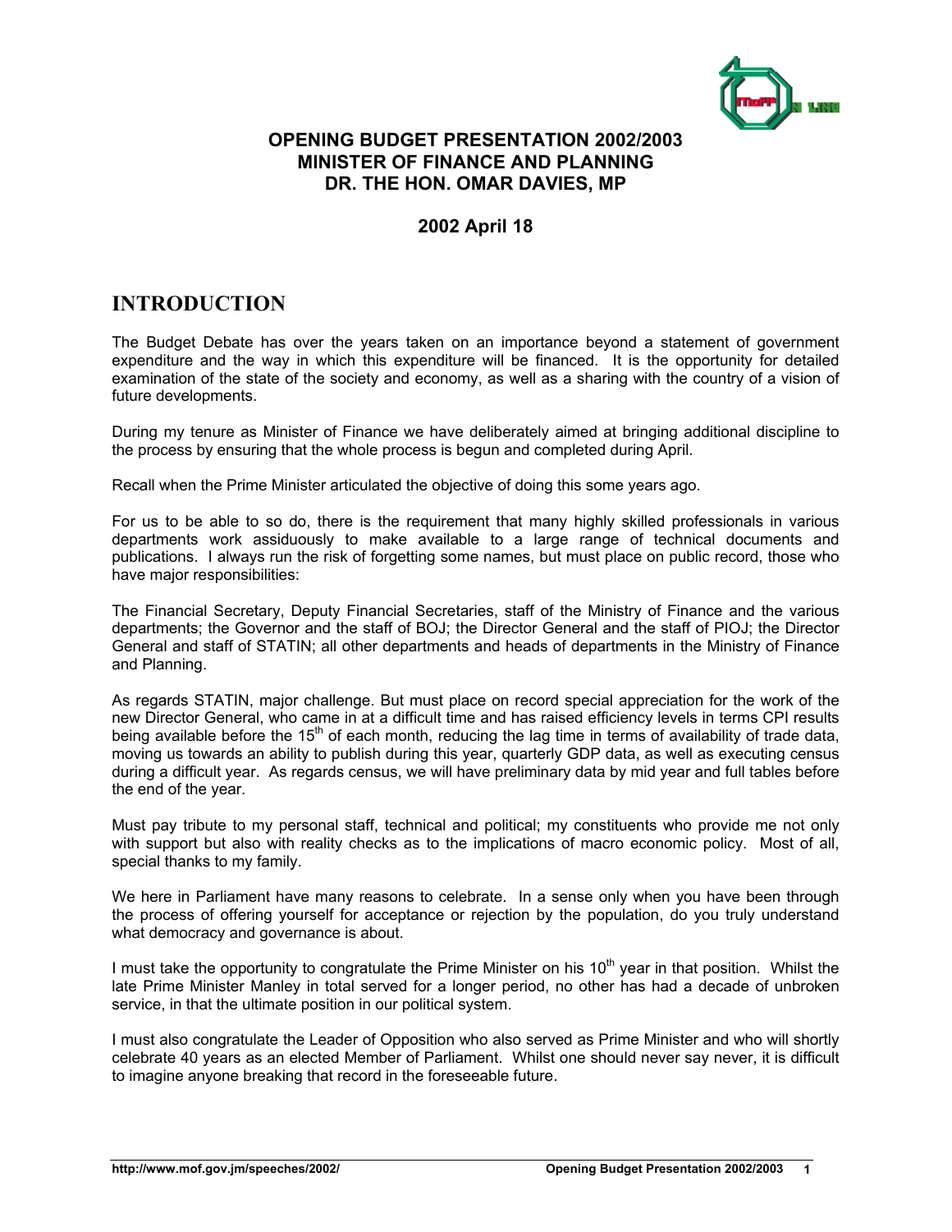**OPENING BUDGET PRESENTATION 2002/2003**
**MINISTER OF FINANCE AND PLANNING**
**DR. THE HON. OMAR DAVIES, MP**

**2002 April 18**

# INTRODUCTION

The Budget Debate has over the years taken on an importance beyond a statement of government expenditure and the way in which this expenditure will be financed. It is the opportunity for detailed examination of the state of the society and economy, as well as a sharing with the country of a vision of future developments.

During my tenure as Minister of Finance we have deliberately aimed at bringing additional discipline to the process by ensuring that the whole process is begun and completed during April.

Recall when the Prime Minister articulated the objective of doing this some years ago.

For us to be able to so do, there is the requirement that many highly skilled professionals in various departments work assiduously to make available to a large range of technical documents and publications. I always run the risk of forgetting some names, but must place on public record, those who have major responsibilities:

The Financial Secretary, Deputy Financial Secretaries, staff of the Ministry of Finance and the various departments; the Governor and the staff of BOJ; the Director General and the staff of PIOJ; the Director General and staff of STATIN; all other departments and heads of departments in the Ministry of Finance and Planning.

As regards STATIN, major challenge. But must place on record special appreciation for the work of the new Director General, who came in at a difficult time and has raised efficiency levels in terms CPI results being available before the 15th of each month, reducing the lag time in terms of availability of trade data, moving us towards an ability to publish during this year, quarterly GDP data, as well as executing census during a difficult year. As regards census, we will have preliminary data by mid year and full tables before the end of the year.

Must pay tribute to my personal staff, technical and political; my constituents who provide me not only with support but also with reality checks as to the implications of macro economic policy. Most of all, special thanks to my family.

We here in Parliament have many reasons to celebrate. In a sense only when you have been through the process of offering yourself for acceptance or rejection by the population, do you truly understand what democracy and governance is about.

I must take the opportunity to congratulate the Prime Minister on his 10th year in that position. Whilst the late Prime Minister Manley in total served for a longer period, no other has had a decade of unbroken service, in that the ultimate position in our political system.

I must also congratulate the Leader of Opposition who also served as Prime Minister and who will shortly celebrate 40 years as an elected Member of Parliament. Whilst one should never say never, it is difficult to imagine anyone breaking that record in the foreseeable future.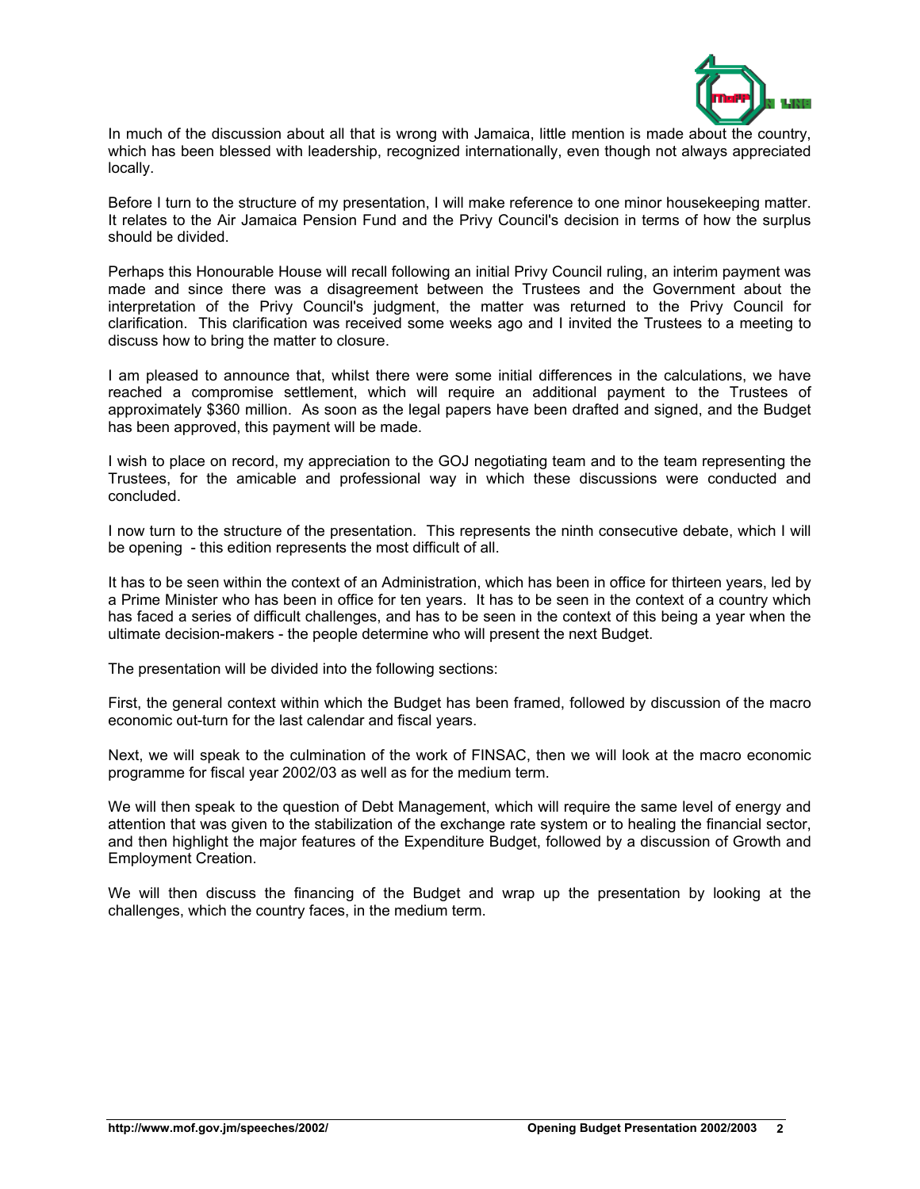In much of the discussion about all that is wrong with Jamaica, little mention is made about the country, which has been blessed with leadership, recognized internationally, even though not always appreciated locally.

Before I turn to the structure of my presentation, I will make reference to one minor housekeeping matter. It relates to the Air Jamaica Pension Fund and the Privy Council's decision in terms of how the surplus should be divided.

Perhaps this Honourable House will recall following an initial Privy Council ruling, an interim payment was made and since there was a disagreement between the Trustees and the Government about the interpretation of the Privy Council's judgment, the matter was returned to the Privy Council for clarification. This clarification was received some weeks ago and I invited the Trustees to a meeting to discuss how to bring the matter to closure.

I am pleased to announce that, whilst there were some initial differences in the calculations, we have reached a compromise settlement, which will require an additional payment to the Trustees of approximately $360 million. As soon as the legal papers have been drafted and signed, and the Budget has been approved, this payment will be made.

I wish to place on record, my appreciation to the GOJ negotiating team and to the team representing the Trustees, for the amicable and professional way in which these discussions were conducted and concluded.

I now turn to the structure of the presentation. This represents the ninth consecutive debate, which I will be opening - this edition represents the most difficult of all.

It has to be seen within the context of an Administration, which has been in office for thirteen years, led by a Prime Minister who has been in office for ten years. It has to be seen in the context of a country which has faced a series of difficult challenges, and has to be seen in the context of this being a year when the ultimate decision-makers - the people determine who will present the next Budget.

The presentation will be divided into the following sections:

First, the general context within which the Budget has been framed, followed by discussion of the macro economic out-turn for the last calendar and fiscal years.

Next, we will speak to the culmination of the work of FINSAC, then we will look at the macro economic programme for fiscal year 2002/03 as well as for the medium term.

We will then speak to the question of Debt Management, which will require the same level of energy and attention that was given to the stabilization of the exchange rate system or to healing the financial sector, and then highlight the major features of the Expenditure Budget, followed by a discussion of Growth and Employment Creation.

We will then discuss the financing of the Budget and wrap up the presentation by looking at the challenges, which the country faces, in the medium term.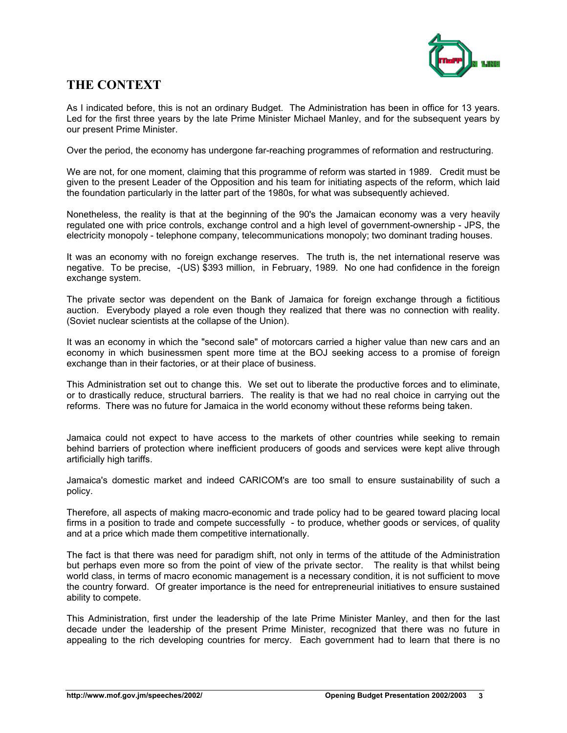## THE CONTEXT

As I indicated before, this is not an ordinary Budget. The Administration has been in office for 13 years. Led for the first three years by the late Prime Minister Michael Manley, and for the subsequent years by our present Prime Minister.

Over the period, the economy has undergone far-reaching programmes of reformation and restructuring.

We are not, for one moment, claiming that this programme of reform was started in 1989. Credit must be given to the present Leader of the Opposition and his team for initiating aspects of the reform, which laid the foundation particularly in the latter part of the 1980s, for what was subsequently achieved.

Nonetheless, the reality is that at the beginning of the 90's the Jamaican economy was a very heavily regulated one with price controls, exchange control and a high level of government-ownership - JPS, the electricity monopoly - telephone company, telecommunications monopoly; two dominant trading houses.

It was an economy with no foreign exchange reserves. The truth is, the net international reserve was negative. To be precise, -(US) $393 million, in February, 1989. No one had confidence in the foreign exchange system.

The private sector was dependent on the Bank of Jamaica for foreign exchange through a fictitious auction. Everybody played a role even though they realized that there was no connection with reality. (Soviet nuclear scientists at the collapse of the Union).

It was an economy in which the "second sale" of motorcars carried a higher value than new cars and an economy in which businessmen spent more time at the BOJ seeking access to a promise of foreign exchange than in their factories, or at their place of business.

This Administration set out to change this. We set out to liberate the productive forces and to eliminate, or to drastically reduce, structural barriers. The reality is that we had no real choice in carrying out the reforms. There was no future for Jamaica in the world economy without these reforms being taken.

Jamaica could not expect to have access to the markets of other countries while seeking to remain behind barriers of protection where inefficient producers of goods and services were kept alive through artificially high tariffs.

Jamaica's domestic market and indeed CARICOM's are too small to ensure sustainability of such a policy.

Therefore, all aspects of making macro-economic and trade policy had to be geared toward placing local firms in a position to trade and compete successfully - to produce, whether goods or services, of quality and at a price which made them competitive internationally.

The fact is that there was need for paradigm shift, not only in terms of the attitude of the Administration but perhaps even more so from the point of view of the private sector. The reality is that whilst being world class, in terms of macro economic management is a necessary condition, it is not sufficient to move the country forward. Of greater importance is the need for entrepreneurial initiatives to ensure sustained ability to compete.

This Administration, first under the leadership of the late Prime Minister Manley, and then for the last decade under the leadership of the present Prime Minister, recognized that there was no future in appealing to the rich developing countries for mercy. Each government had to learn that there is no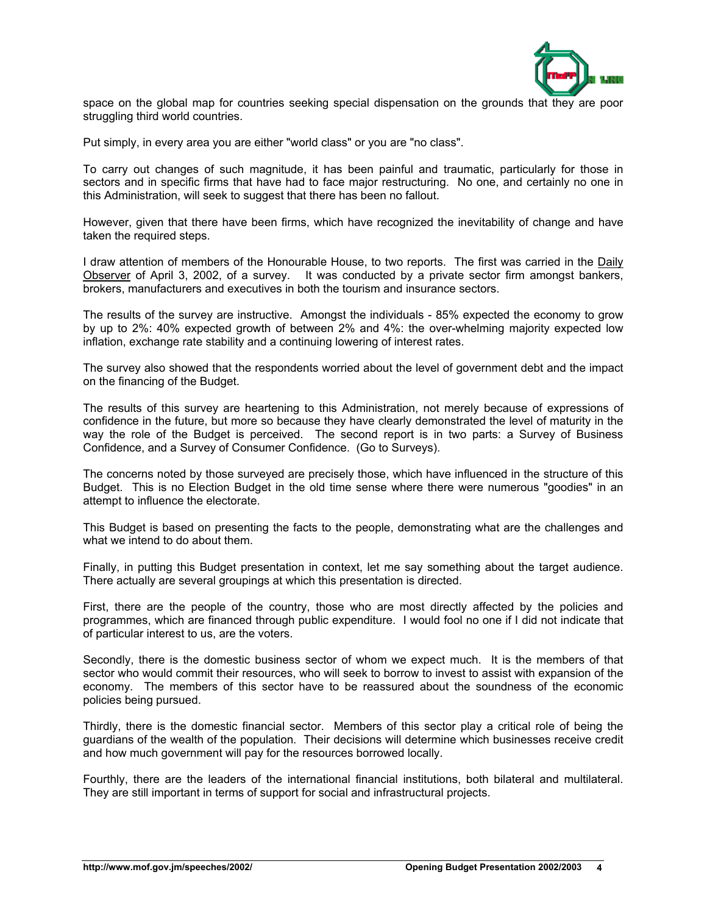space on the global map for countries seeking special dispensation on the grounds that they are poor struggling third world countries.

Put simply, in every area you are either "world class" or you are "no class".

To carry out changes of such magnitude, it has been painful and traumatic, particularly for those in sectors and in specific firms that have had to face major restructuring. No one, and certainly no one in this Administration, will seek to suggest that there has been no fallout.

However, given that there have been firms, which have recognized the inevitability of change and have taken the required steps.

I draw attention of members of the Honourable House, to two reports. The first was carried in the Daily Observer of April 3, 2002, of a survey. It was conducted by a private sector firm amongst bankers, brokers, manufacturers and executives in both the tourism and insurance sectors.

The results of the survey are instructive. Amongst the individuals - 85% expected the economy to grow by up to 2%: 40% expected growth of between 2% and 4%: the over-whelming majority expected low inflation, exchange rate stability and a continuing lowering of interest rates.

The survey also showed that the respondents worried about the level of government debt and the impact on the financing of the Budget.

The results of this survey are heartening to this Administration, not merely because of expressions of confidence in the future, but more so because they have clearly demonstrated the level of maturity in the way the role of the Budget is perceived. The second report is in two parts: a Survey of Business Confidence, and a Survey of Consumer Confidence. (Go to Surveys).

The concerns noted by those surveyed are precisely those, which have influenced in the structure of this Budget. This is no Election Budget in the old time sense where there were numerous "goodies" in an attempt to influence the electorate.

This Budget is based on presenting the facts to the people, demonstrating what are the challenges and what we intend to do about them.

Finally, in putting this Budget presentation in context, let me say something about the target audience. There actually are several groupings at which this presentation is directed.

First, there are the people of the country, those who are most directly affected by the policies and programmes, which are financed through public expenditure. I would fool no one if I did not indicate that of particular interest to us, are the voters.

Secondly, there is the domestic business sector of whom we expect much. It is the members of that sector who would commit their resources, who will seek to borrow to invest to assist with expansion of the economy. The members of this sector have to be reassured about the soundness of the economic policies being pursued.

Thirdly, there is the domestic financial sector. Members of this sector play a critical role of being the guardians of the wealth of the population. Their decisions will determine which businesses receive credit and how much government will pay for the resources borrowed locally.

Fourthly, there are the leaders of the international financial institutions, both bilateral and multilateral. They are still important in terms of support for social and infrastructural projects.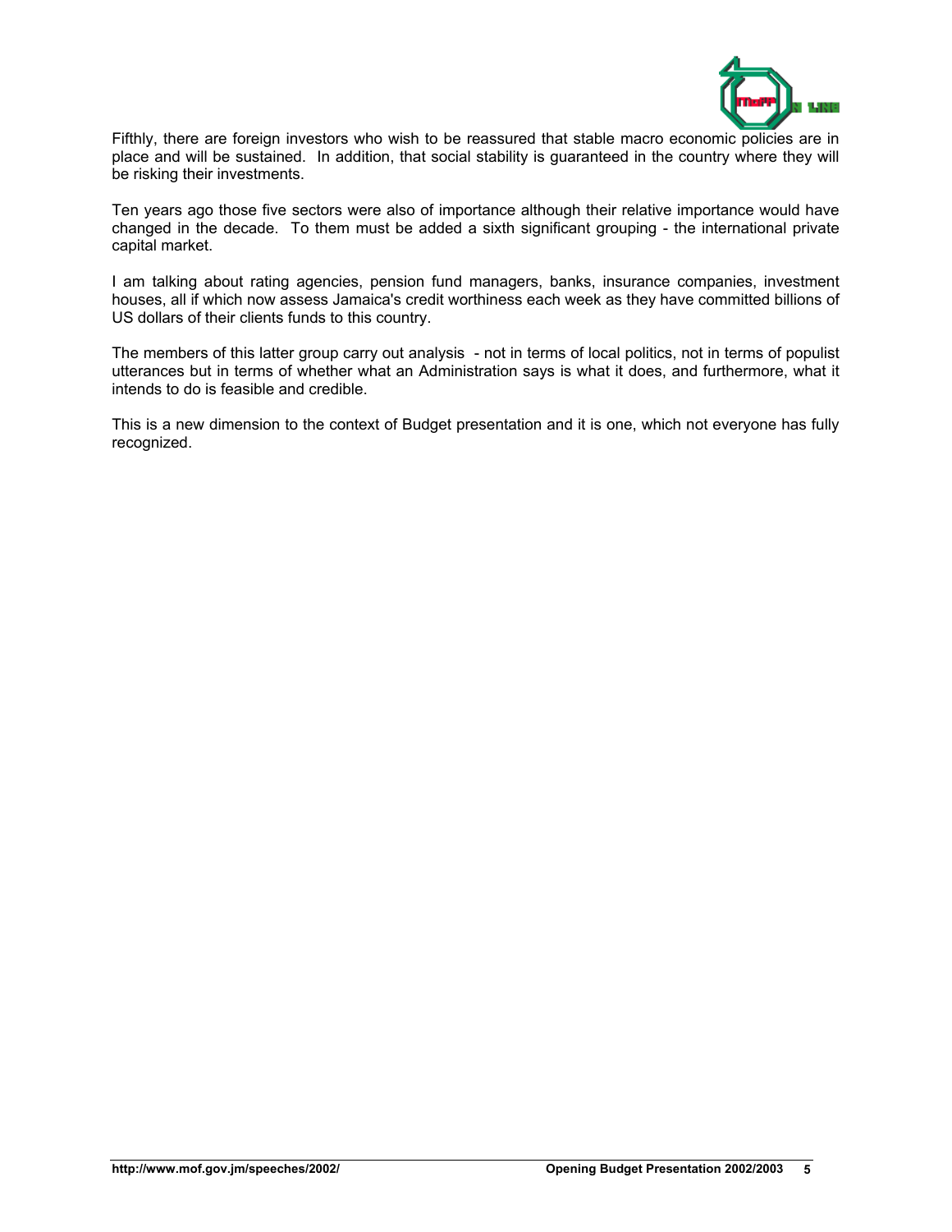Fifthly, there are foreign investors who wish to be reassured that stable macro economic policies are in place and will be sustained. In addition, that social stability is guaranteed in the country where they will be risking their investments.

Ten years ago those five sectors were also of importance although their relative importance would have changed in the decade. To them must be added a sixth significant grouping - the international private capital market.

I am talking about rating agencies, pension fund managers, banks, insurance companies, investment houses, all if which now assess Jamaica's credit worthiness each week as they have committed billions of US dollars of their clients funds to this country.

The members of this latter group carry out analysis - not in terms of local politics, not in terms of populist utterances but in terms of whether what an Administration says is what it does, and furthermore, what it intends to do is feasible and credible.

This is a new dimension to the context of Budget presentation and it is one, which not everyone has fully recognized.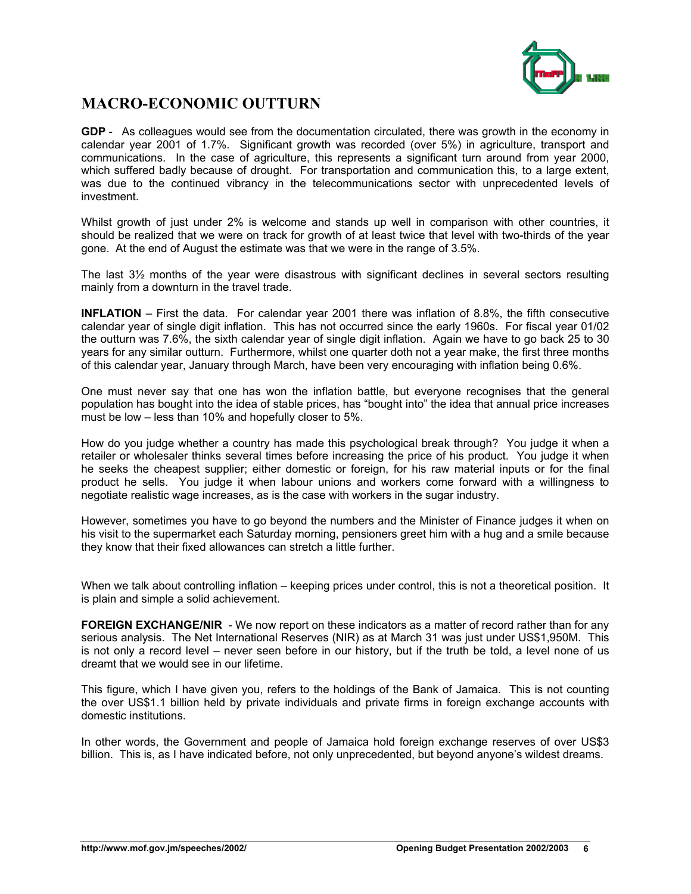## MACRO-ECONOMIC OUTTURN

**GDP** - As colleagues would see from the documentation circulated, there was growth in the economy in calendar year 2001 of 1.7%. Significant growth was recorded (over 5%) in agriculture, transport and communications. In the case of agriculture, this represents a significant turn around from year 2000, which suffered badly because of drought. For transportation and communication this, to a large extent, was due to the continued vibrancy in the telecommunications sector with unprecedented levels of investment.

Whilst growth of just under 2% is welcome and stands up well in comparison with other countries, it should be realized that we were on track for growth of at least twice that level with two-thirds of the year gone. At the end of August the estimate was that we were in the range of 3.5%.

The last 3½ months of the year were disastrous with significant declines in several sectors resulting mainly from a downturn in the travel trade.

**INFLATION** – First the data. For calendar year 2001 there was inflation of 8.8%, the fifth consecutive calendar year of single digit inflation. This has not occurred since the early 1960s. For fiscal year 01/02 the outturn was 7.6%, the sixth calendar year of single digit inflation. Again we have to go back 25 to 30 years for any similar outturn. Furthermore, whilst one quarter doth not a year make, the first three months of this calendar year, January through March, have been very encouraging with inflation being 0.6%.

One must never say that one has won the inflation battle, but everyone recognises that the general population has bought into the idea of stable prices, has "bought into" the idea that annual price increases must be low – less than 10% and hopefully closer to 5%.

How do you judge whether a country has made this psychological break through? You judge it when a retailer or wholesaler thinks several times before increasing the price of his product. You judge it when he seeks the cheapest supplier; either domestic or foreign, for his raw material inputs or for the final product he sells. You judge it when labour unions and workers come forward with a willingness to negotiate realistic wage increases, as is the case with workers in the sugar industry.

However, sometimes you have to go beyond the numbers and the Minister of Finance judges it when on his visit to the supermarket each Saturday morning, pensioners greet him with a hug and a smile because they know that their fixed allowances can stretch a little further.

When we talk about controlling inflation – keeping prices under control, this is not a theoretical position. It is plain and simple a solid achievement.

**FOREIGN EXCHANGE/NIR** - We now report on these indicators as a matter of record rather than for any serious analysis. The Net International Reserves (NIR) as at March 31 was just under US$1,950M. This is not only a record level – never seen before in our history, but if the truth be told, a level none of us dreamt that we would see in our lifetime.

This figure, which I have given you, refers to the holdings of the Bank of Jamaica. This is not counting the over US$1.1 billion held by private individuals and private firms in foreign exchange accounts with domestic institutions.

In other words, the Government and people of Jamaica hold foreign exchange reserves of over US$3 billion. This is, as I have indicated before, not only unprecedented, but beyond anyone's wildest dreams.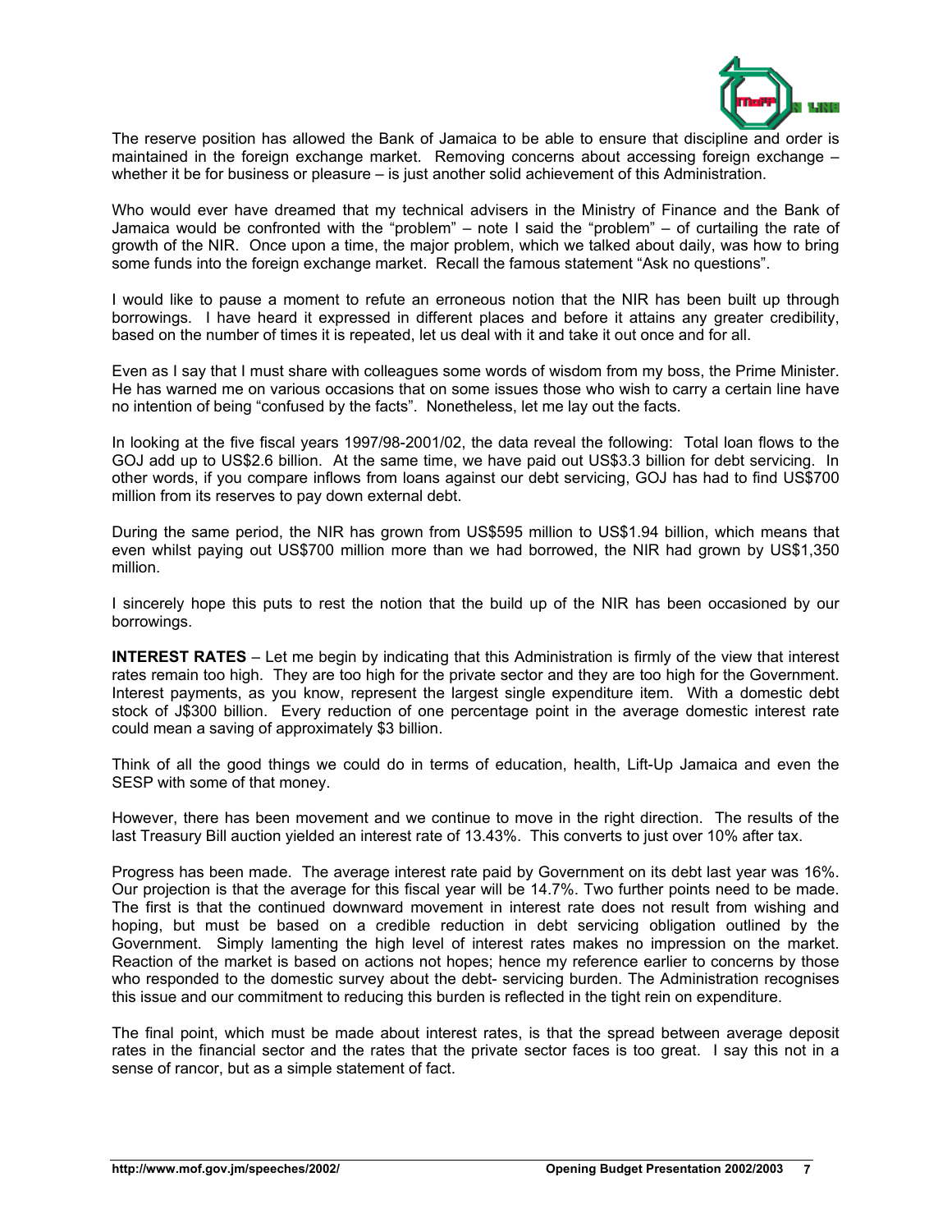The reserve position has allowed the Bank of Jamaica to be able to ensure that discipline and order is maintained in the foreign exchange market. Removing concerns about accessing foreign exchange – whether it be for business or pleasure – is just another solid achievement of this Administration.

Who would ever have dreamed that my technical advisers in the Ministry of Finance and the Bank of Jamaica would be confronted with the "problem" – note I said the "problem" – of curtailing the rate of growth of the NIR. Once upon a time, the major problem, which we talked about daily, was how to bring some funds into the foreign exchange market. Recall the famous statement "Ask no questions".

I would like to pause a moment to refute an erroneous notion that the NIR has been built up through borrowings. I have heard it expressed in different places and before it attains any greater credibility, based on the number of times it is repeated, let us deal with it and take it out once and for all.

Even as I say that I must share with colleagues some words of wisdom from my boss, the Prime Minister. He has warned me on various occasions that on some issues those who wish to carry a certain line have no intention of being "confused by the facts". Nonetheless, let me lay out the facts.

In looking at the five fiscal years 1997/98-2001/02, the data reveal the following: Total loan flows to the GOJ add up to US$2.6 billion. At the same time, we have paid out US$3.3 billion for debt servicing. In other words, if you compare inflows from loans against our debt servicing, GOJ has had to find US$700 million from its reserves to pay down external debt.

During the same period, the NIR has grown from US$595 million to US$1.94 billion, which means that even whilst paying out US$700 million more than we had borrowed, the NIR had grown by US$1,350 million.

I sincerely hope this puts to rest the notion that the build up of the NIR has been occasioned by our borrowings.

**INTEREST RATES** – Let me begin by indicating that this Administration is firmly of the view that interest rates remain too high. They are too high for the private sector and they are too high for the Government. Interest payments, as you know, represent the largest single expenditure item. With a domestic debt stock of J$300 billion. Every reduction of one percentage point in the average domestic interest rate could mean a saving of approximately $3 billion.

Think of all the good things we could do in terms of education, health, Lift-Up Jamaica and even the SESP with some of that money.

However, there has been movement and we continue to move in the right direction. The results of the last Treasury Bill auction yielded an interest rate of 13.43%. This converts to just over 10% after tax.

Progress has been made. The average interest rate paid by Government on its debt last year was 16%. Our projection is that the average for this fiscal year will be 14.7%. Two further points need to be made. The first is that the continued downward movement in interest rate does not result from wishing and hoping, but must be based on a credible reduction in debt servicing obligation outlined by the Government. Simply lamenting the high level of interest rates makes no impression on the market. Reaction of the market is based on actions not hopes; hence my reference earlier to concerns by those who responded to the domestic survey about the debt- servicing burden. The Administration recognises this issue and our commitment to reducing this burden is reflected in the tight rein on expenditure.

The final point, which must be made about interest rates, is that the spread between average deposit rates in the financial sector and the rates that the private sector faces is too great. I say this not in a sense of rancor, but as a simple statement of fact.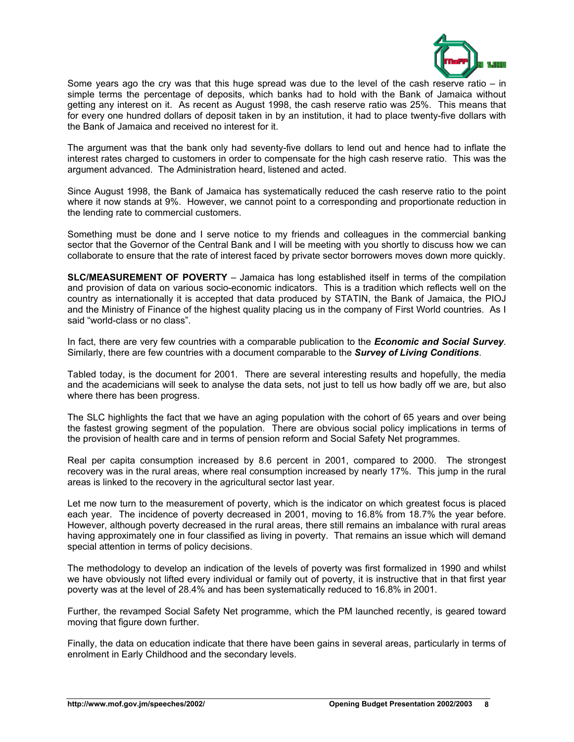Some years ago the cry was that this huge spread was due to the level of the cash reserve ratio – in simple terms the percentage of deposits, which banks had to hold with the Bank of Jamaica without getting any interest on it. As recent as August 1998, the cash reserve ratio was 25%. This means that for every one hundred dollars of deposit taken in by an institution, it had to place twenty-five dollars with the Bank of Jamaica and received no interest for it.

The argument was that the bank only had seventy-five dollars to lend out and hence had to inflate the interest rates charged to customers in order to compensate for the high cash reserve ratio. This was the argument advanced. The Administration heard, listened and acted.

Since August 1998, the Bank of Jamaica has systematically reduced the cash reserve ratio to the point where it now stands at 9%. However, we cannot point to a corresponding and proportionate reduction in the lending rate to commercial customers.

Something must be done and I serve notice to my friends and colleagues in the commercial banking sector that the Governor of the Central Bank and I will be meeting with you shortly to discuss how we can collaborate to ensure that the rate of interest faced by private sector borrowers moves down more quickly.

**SLC/MEASUREMENT OF POVERTY** – Jamaica has long established itself in terms of the compilation and provision of data on various socio-economic indicators. This is a tradition which reflects well on the country as internationally it is accepted that data produced by STATIN, the Bank of Jamaica, the PIOJ and the Ministry of Finance of the highest quality placing us in the company of First World countries. As I said "world-class or no class".

In fact, there are very few countries with a comparable publication to the ***Economic and Social Survey***. Similarly, there are few countries with a document comparable to the ***Survey of Living Conditions***.

Tabled today, is the document for 2001. There are several interesting results and hopefully, the media and the academicians will seek to analyse the data sets, not just to tell us how badly off we are, but also where there has been progress.

The SLC highlights the fact that we have an aging population with the cohort of 65 years and over being the fastest growing segment of the population. There are obvious social policy implications in terms of the provision of health care and in terms of pension reform and Social Safety Net programmes.

Real per capita consumption increased by 8.6 percent in 2001, compared to 2000. The strongest recovery was in the rural areas, where real consumption increased by nearly 17%. This jump in the rural areas is linked to the recovery in the agricultural sector last year.

Let me now turn to the measurement of poverty, which is the indicator on which greatest focus is placed each year. The incidence of poverty decreased in 2001, moving to 16.8% from 18.7% the year before. However, although poverty decreased in the rural areas, there still remains an imbalance with rural areas having approximately one in four classified as living in poverty. That remains an issue which will demand special attention in terms of policy decisions.

The methodology to develop an indication of the levels of poverty was first formalized in 1990 and whilst we have obviously not lifted every individual or family out of poverty, it is instructive that in that first year poverty was at the level of 28.4% and has been systematically reduced to 16.8% in 2001.

Further, the revamped Social Safety Net programme, which the PM launched recently, is geared toward moving that figure down further.

Finally, the data on education indicate that there have been gains in several areas, particularly in terms of enrolment in Early Childhood and the secondary levels.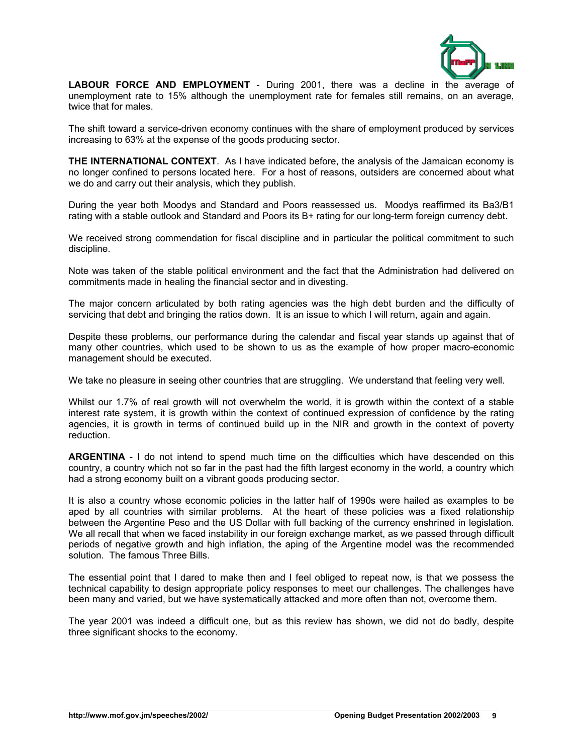**LABOUR FORCE AND EMPLOYMENT** - During 2001, there was a decline in the average of unemployment rate to 15% although the unemployment rate for females still remains, on an average, twice that for males.

The shift toward a service-driven economy continues with the share of employment produced by services increasing to 63% at the expense of the goods producing sector.

**THE INTERNATIONAL CONTEXT**. As I have indicated before, the analysis of the Jamaican economy is no longer confined to persons located here. For a host of reasons, outsiders are concerned about what we do and carry out their analysis, which they publish.

During the year both Moodys and Standard and Poors reassessed us. Moodys reaffirmed its Ba3/B1 rating with a stable outlook and Standard and Poors its B+ rating for our long-term foreign currency debt.

We received strong commendation for fiscal discipline and in particular the political commitment to such discipline.

Note was taken of the stable political environment and the fact that the Administration had delivered on commitments made in healing the financial sector and in divesting.

The major concern articulated by both rating agencies was the high debt burden and the difficulty of servicing that debt and bringing the ratios down. It is an issue to which I will return, again and again.

Despite these problems, our performance during the calendar and fiscal year stands up against that of many other countries, which used to be shown to us as the example of how proper macro-economic management should be executed.

We take no pleasure in seeing other countries that are struggling. We understand that feeling very well.

Whilst our 1.7% of real growth will not overwhelm the world, it is growth within the context of a stable interest rate system, it is growth within the context of continued expression of confidence by the rating agencies, it is growth in terms of continued build up in the NIR and growth in the context of poverty reduction.

**ARGENTINA** - I do not intend to spend much time on the difficulties which have descended on this country, a country which not so far in the past had the fifth largest economy in the world, a country which had a strong economy built on a vibrant goods producing sector.

It is also a country whose economic policies in the latter half of 1990s were hailed as examples to be aped by all countries with similar problems. At the heart of these policies was a fixed relationship between the Argentine Peso and the US Dollar with full backing of the currency enshrined in legislation. We all recall that when we faced instability in our foreign exchange market, as we passed through difficult periods of negative growth and high inflation, the aping of the Argentine model was the recommended solution. The famous Three Bills.

The essential point that I dared to make then and I feel obliged to repeat now, is that we possess the technical capability to design appropriate policy responses to meet our challenges. The challenges have been many and varied, but we have systematically attacked and more often than not, overcome them.

The year 2001 was indeed a difficult one, but as this review has shown, we did not do badly, despite three significant shocks to the economy.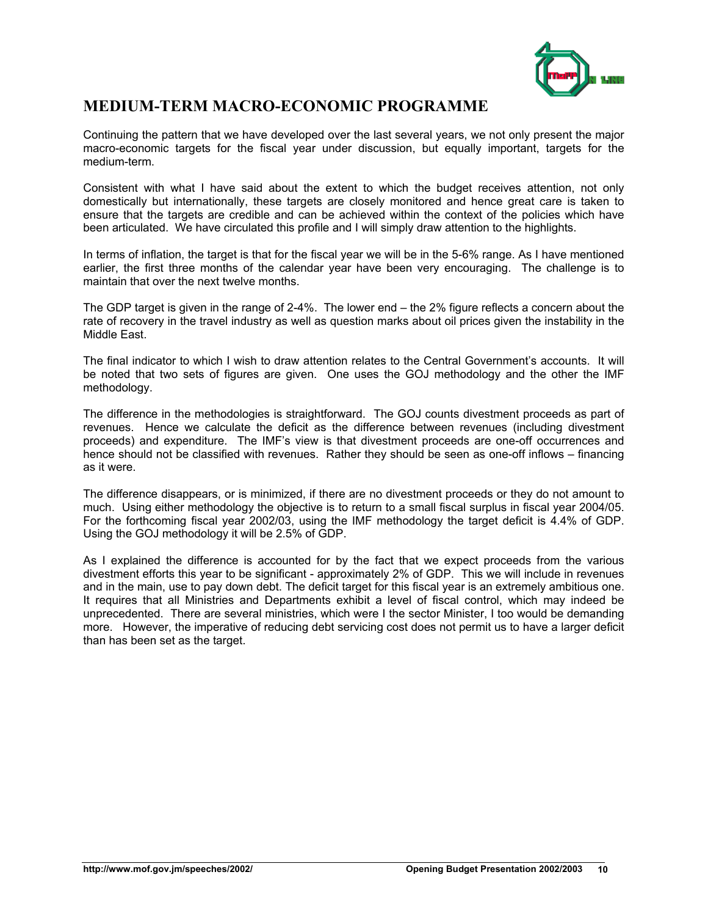## MEDIUM-TERM MACRO-ECONOMIC PROGRAMME

Continuing the pattern that we have developed over the last several years, we not only present the major macro-economic targets for the fiscal year under discussion, but equally important, targets for the medium-term.

Consistent with what I have said about the extent to which the budget receives attention, not only domestically but internationally, these targets are closely monitored and hence great care is taken to ensure that the targets are credible and can be achieved within the context of the policies which have been articulated. We have circulated this profile and I will simply draw attention to the highlights.

In terms of inflation, the target is that for the fiscal year we will be in the 5-6% range. As I have mentioned earlier, the first three months of the calendar year have been very encouraging. The challenge is to maintain that over the next twelve months.

The GDP target is given in the range of 2-4%. The lower end – the 2% figure reflects a concern about the rate of recovery in the travel industry as well as question marks about oil prices given the instability in the Middle East.

The final indicator to which I wish to draw attention relates to the Central Government's accounts. It will be noted that two sets of figures are given. One uses the GOJ methodology and the other the IMF methodology.

The difference in the methodologies is straightforward. The GOJ counts divestment proceeds as part of revenues. Hence we calculate the deficit as the difference between revenues (including divestment proceeds) and expenditure. The IMF's view is that divestment proceeds are one-off occurrences and hence should not be classified with revenues. Rather they should be seen as one-off inflows – financing as it were.

The difference disappears, or is minimized, if there are no divestment proceeds or they do not amount to much. Using either methodology the objective is to return to a small fiscal surplus in fiscal year 2004/05. For the forthcoming fiscal year 2002/03, using the IMF methodology the target deficit is 4.4% of GDP. Using the GOJ methodology it will be 2.5% of GDP.

As I explained the difference is accounted for by the fact that we expect proceeds from the various divestment efforts this year to be significant - approximately 2% of GDP. This we will include in revenues and in the main, use to pay down debt. The deficit target for this fiscal year is an extremely ambitious one. It requires that all Ministries and Departments exhibit a level of fiscal control, which may indeed be unprecedented. There are several ministries, which were I the sector Minister, I too would be demanding more. However, the imperative of reducing debt servicing cost does not permit us to have a larger deficit than has been set as the target.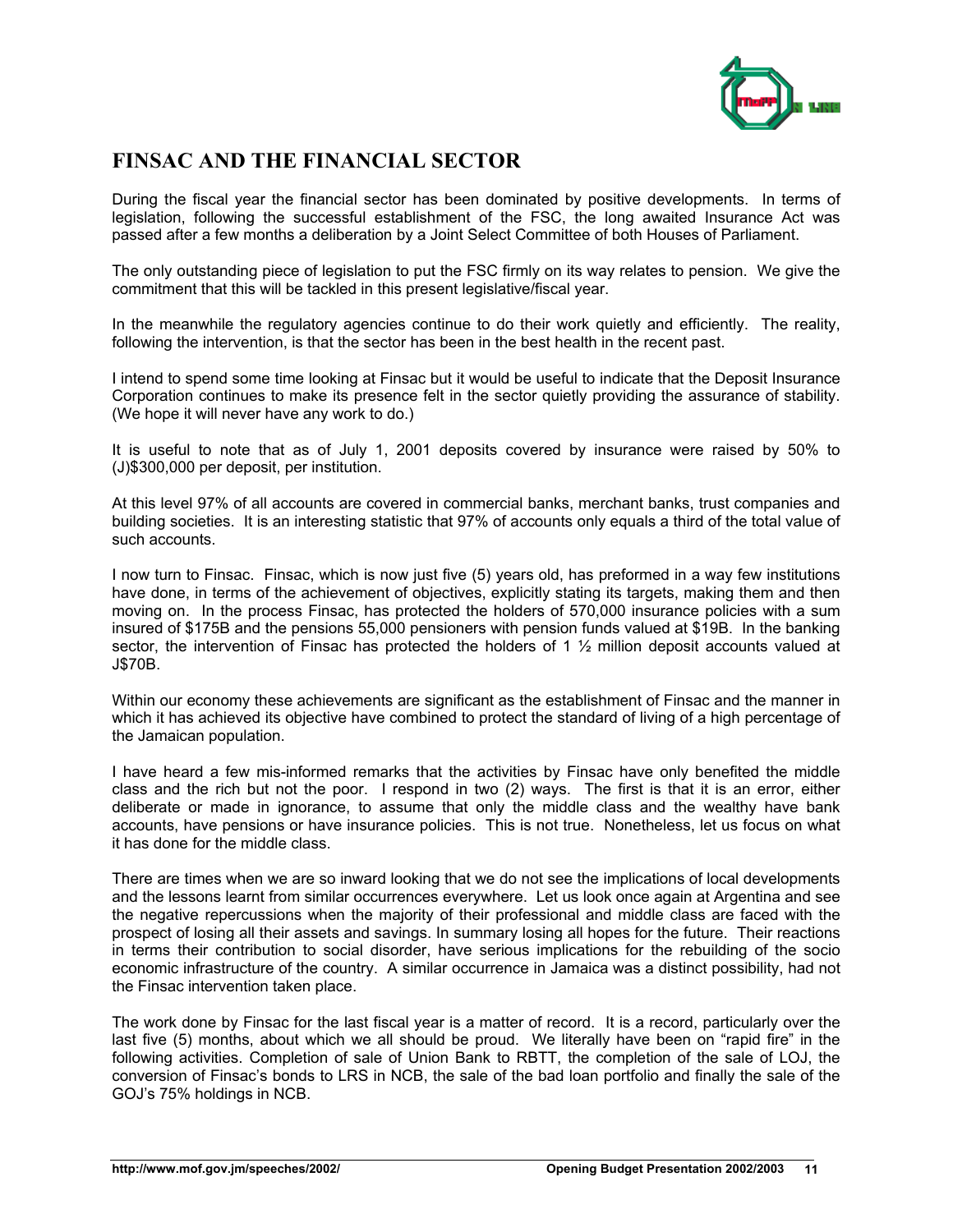## FINSAC AND THE FINANCIAL SECTOR

During the fiscal year the financial sector has been dominated by positive developments. In terms of legislation, following the successful establishment of the FSC, the long awaited Insurance Act was passed after a few months a deliberation by a Joint Select Committee of both Houses of Parliament.

The only outstanding piece of legislation to put the FSC firmly on its way relates to pension. We give the commitment that this will be tackled in this present legislative/fiscal year.

In the meanwhile the regulatory agencies continue to do their work quietly and efficiently. The reality, following the intervention, is that the sector has been in the best health in the recent past.

I intend to spend some time looking at Finsac but it would be useful to indicate that the Deposit Insurance Corporation continues to make its presence felt in the sector quietly providing the assurance of stability. (We hope it will never have any work to do.)

It is useful to note that as of July 1, 2001 deposits covered by insurance were raised by 50% to (J)$300,000 per deposit, per institution.

At this level 97% of all accounts are covered in commercial banks, merchant banks, trust companies and building societies. It is an interesting statistic that 97% of accounts only equals a third of the total value of such accounts.

I now turn to Finsac. Finsac, which is now just five (5) years old, has preformed in a way few institutions have done, in terms of the achievement of objectives, explicitly stating its targets, making them and then moving on. In the process Finsac, has protected the holders of 570,000 insurance policies with a sum insured of $175B and the pensions 55,000 pensioners with pension funds valued at $19B. In the banking sector, the intervention of Finsac has protected the holders of 1 ½ million deposit accounts valued at J$70B.

Within our economy these achievements are significant as the establishment of Finsac and the manner in which it has achieved its objective have combined to protect the standard of living of a high percentage of the Jamaican population.

I have heard a few mis-informed remarks that the activities by Finsac have only benefited the middle class and the rich but not the poor. I respond in two (2) ways. The first is that it is an error, either deliberate or made in ignorance, to assume that only the middle class and the wealthy have bank accounts, have pensions or have insurance policies. This is not true. Nonetheless, let us focus on what it has done for the middle class.

There are times when we are so inward looking that we do not see the implications of local developments and the lessons learnt from similar occurrences everywhere. Let us look once again at Argentina and see the negative repercussions when the majority of their professional and middle class are faced with the prospect of losing all their assets and savings. In summary losing all hopes for the future. Their reactions in terms their contribution to social disorder, have serious implications for the rebuilding of the socio economic infrastructure of the country. A similar occurrence in Jamaica was a distinct possibility, had not the Finsac intervention taken place.

The work done by Finsac for the last fiscal year is a matter of record. It is a record, particularly over the last five (5) months, about which we all should be proud. We literally have been on "rapid fire" in the following activities. Completion of sale of Union Bank to RBTT, the completion of the sale of LOJ, the conversion of Finsac's bonds to LRS in NCB, the sale of the bad loan portfolio and finally the sale of the GOJ's 75% holdings in NCB.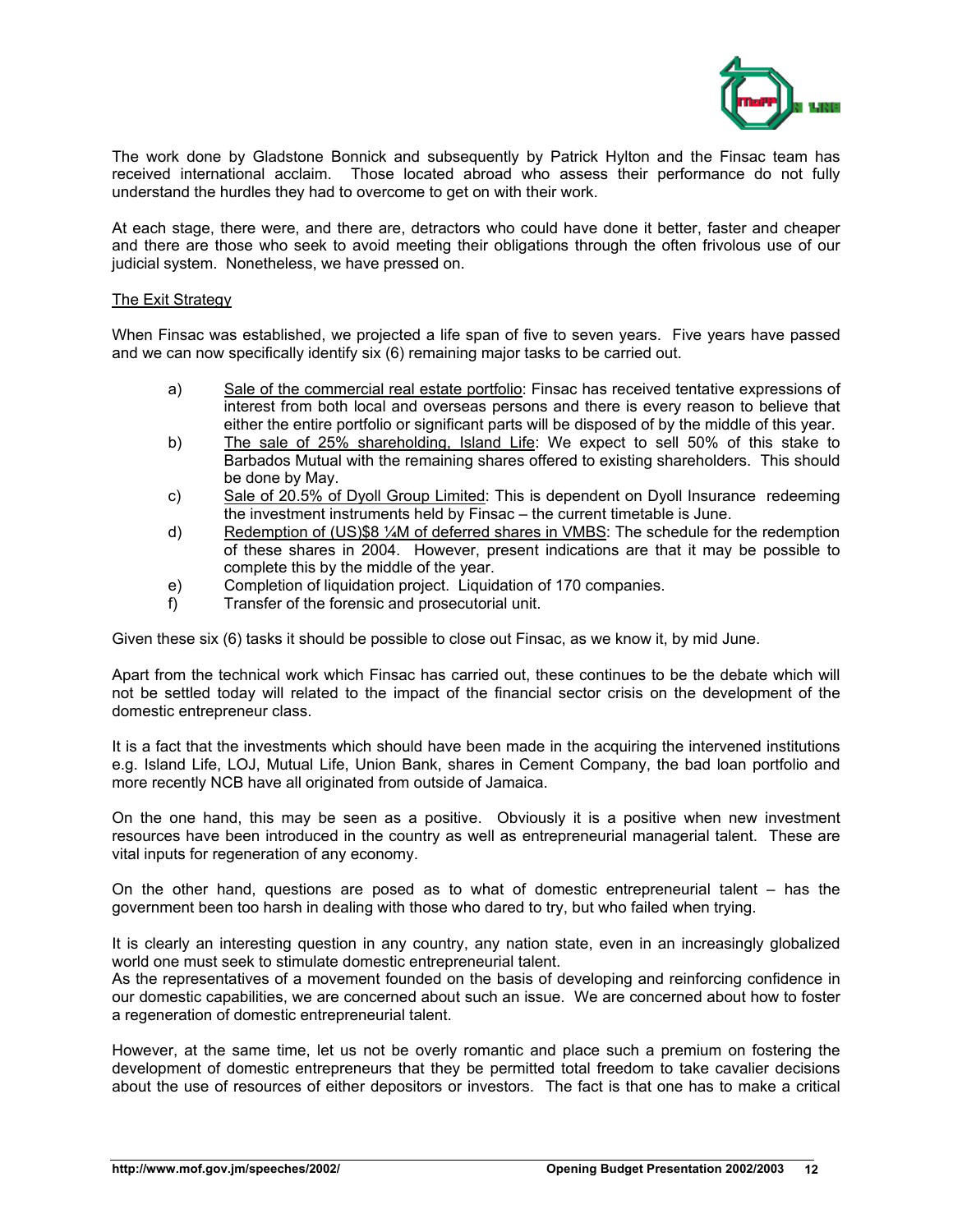The work done by Gladstone Bonnick and subsequently by Patrick Hylton and the Finsac team has received international acclaim. Those located abroad who assess their performance do not fully understand the hurdles they had to overcome to get on with their work.

At each stage, there were, and there are, detractors who could have done it better, faster and cheaper and there are those who seek to avoid meeting their obligations through the often frivolous use of our judicial system. Nonetheless, we have pressed on.

<u>The Exit Strategy</u>

When Finsac was established, we projected a life span of five to seven years. Five years have passed and we can now specifically identify six (6) remaining major tasks to be carried out.

a) <u>Sale of the commercial real estate portfolio</u>: Finsac has received tentative expressions of interest from both local and overseas persons and there is every reason to believe that either the entire portfolio or significant parts will be disposed of by the middle of this year.

b) <u>The sale of 25% shareholding, Island Life</u>: We expect to sell 50% of this stake to Barbados Mutual with the remaining shares offered to existing shareholders. This should be done by May.

c) <u>Sale of 20.5% of Dyoll Group Limited</u>: This is dependent on Dyoll Insurance redeeming the investment instruments held by Finsac – the current timetable is June.

d) <u>Redemption of (US)$8 ¼M of deferred shares in VMBS</u>: The schedule for the redemption of these shares in 2004. However, present indications are that it may be possible to complete this by the middle of the year.

e) Completion of liquidation project. Liquidation of 170 companies.

f) Transfer of the forensic and prosecutorial unit.

Given these six (6) tasks it should be possible to close out Finsac, as we know it, by mid June.

Apart from the technical work which Finsac has carried out, these continues to be the debate which will not be settled today will related to the impact of the financial sector crisis on the development of the domestic entrepreneur class.

It is a fact that the investments which should have been made in the acquiring the intervened institutions e.g. Island Life, LOJ, Mutual Life, Union Bank, shares in Cement Company, the bad loan portfolio and more recently NCB have all originated from outside of Jamaica.

On the one hand, this may be seen as a positive. Obviously it is a positive when new investment resources have been introduced in the country as well as entrepreneurial managerial talent. These are vital inputs for regeneration of any economy.

On the other hand, questions are posed as to what of domestic entrepreneurial talent – has the government been too harsh in dealing with those who dared to try, but who failed when trying.

It is clearly an interesting question in any country, any nation state, even in an increasingly globalized world one must seek to stimulate domestic entrepreneurial talent.

As the representatives of a movement founded on the basis of developing and reinforcing confidence in our domestic capabilities, we are concerned about such an issue. We are concerned about how to foster a regeneration of domestic entrepreneurial talent.

However, at the same time, let us not be overly romantic and place such a premium on fostering the development of domestic entrepreneurs that they be permitted total freedom to take cavalier decisions about the use of resources of either depositors or investors. The fact is that one has to make a critical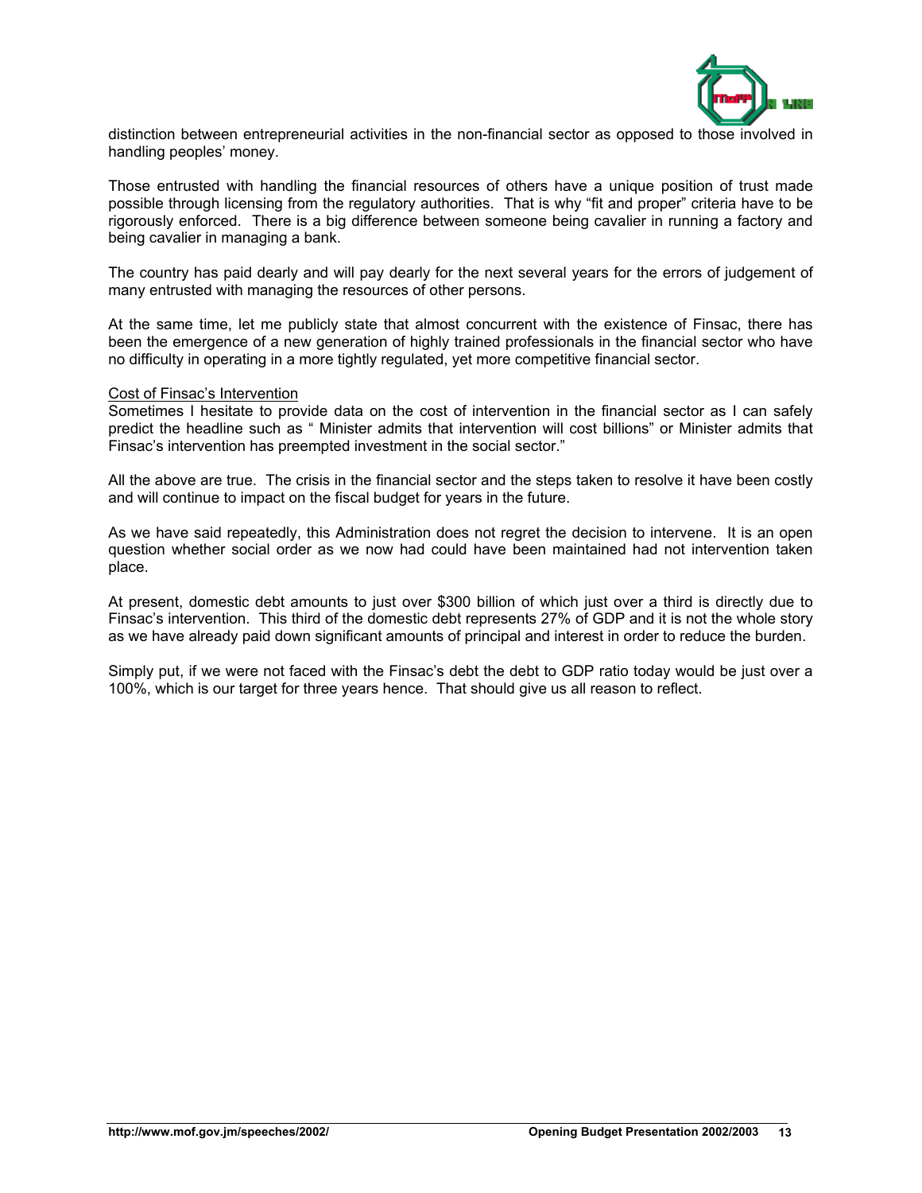distinction between entrepreneurial activities in the non-financial sector as opposed to those involved in handling peoples' money.

Those entrusted with handling the financial resources of others have a unique position of trust made possible through licensing from the regulatory authorities. That is why "fit and proper" criteria have to be rigorously enforced. There is a big difference between someone being cavalier in running a factory and being cavalier in managing a bank.

The country has paid dearly and will pay dearly for the next several years for the errors of judgement of many entrusted with managing the resources of other persons.

At the same time, let me publicly state that almost concurrent with the existence of Finsac, there has been the emergence of a new generation of highly trained professionals in the financial sector who have no difficulty in operating in a more tightly regulated, yet more competitive financial sector.

Cost of Finsac's Intervention

Sometimes I hesitate to provide data on the cost of intervention in the financial sector as I can safely predict the headline such as " Minister admits that intervention will cost billions" or Minister admits that Finsac's intervention has preempted investment in the social sector."

All the above are true. The crisis in the financial sector and the steps taken to resolve it have been costly and will continue to impact on the fiscal budget for years in the future.

As we have said repeatedly, this Administration does not regret the decision to intervene. It is an open question whether social order as we now had could have been maintained had not intervention taken place.

At present, domestic debt amounts to just over $300 billion of which just over a third is directly due to Finsac's intervention. This third of the domestic debt represents 27% of GDP and it is not the whole story as we have already paid down significant amounts of principal and interest in order to reduce the burden.

Simply put, if we were not faced with the Finsac's debt the debt to GDP ratio today would be just over a 100%, which is our target for three years hence. That should give us all reason to reflect.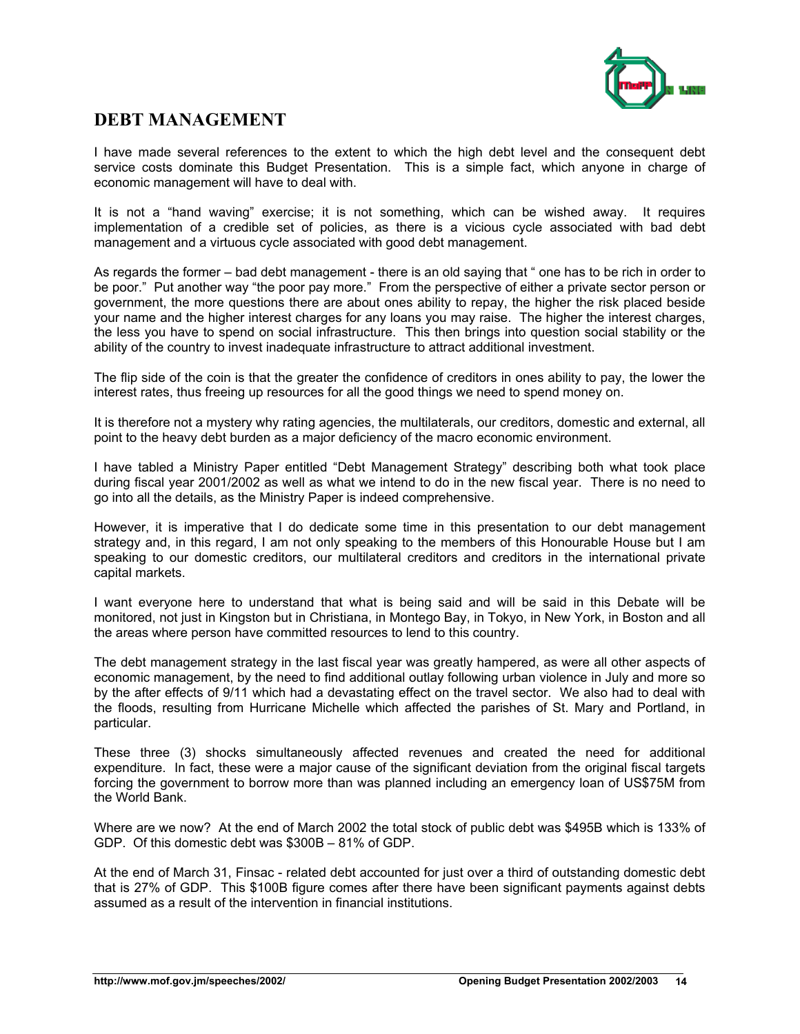## DEBT MANAGEMENT

I have made several references to the extent to which the high debt level and the consequent debt service costs dominate this Budget Presentation. This is a simple fact, which anyone in charge of economic management will have to deal with.

It is not a "hand waving" exercise; it is not something, which can be wished away. It requires implementation of a credible set of policies, as there is a vicious cycle associated with bad debt management and a virtuous cycle associated with good debt management.

As regards the former – bad debt management - there is an old saying that " one has to be rich in order to be poor." Put another way "the poor pay more." From the perspective of either a private sector person or government, the more questions there are about ones ability to repay, the higher the risk placed beside your name and the higher interest charges for any loans you may raise. The higher the interest charges, the less you have to spend on social infrastructure. This then brings into question social stability or the ability of the country to invest inadequate infrastructure to attract additional investment.

The flip side of the coin is that the greater the confidence of creditors in ones ability to pay, the lower the interest rates, thus freeing up resources for all the good things we need to spend money on.

It is therefore not a mystery why rating agencies, the multilaterals, our creditors, domestic and external, all point to the heavy debt burden as a major deficiency of the macro economic environment.

I have tabled a Ministry Paper entitled "Debt Management Strategy" describing both what took place during fiscal year 2001/2002 as well as what we intend to do in the new fiscal year. There is no need to go into all the details, as the Ministry Paper is indeed comprehensive.

However, it is imperative that I do dedicate some time in this presentation to our debt management strategy and, in this regard, I am not only speaking to the members of this Honourable House but I am speaking to our domestic creditors, our multilateral creditors and creditors in the international private capital markets.

I want everyone here to understand that what is being said and will be said in this Debate will be monitored, not just in Kingston but in Christiana, in Montego Bay, in Tokyo, in New York, in Boston and all the areas where person have committed resources to lend to this country.

The debt management strategy in the last fiscal year was greatly hampered, as were all other aspects of economic management, by the need to find additional outlay following urban violence in July and more so by the after effects of 9/11 which had a devastating effect on the travel sector. We also had to deal with the floods, resulting from Hurricane Michelle which affected the parishes of St. Mary and Portland, in particular.

These three (3) shocks simultaneously affected revenues and created the need for additional expenditure. In fact, these were a major cause of the significant deviation from the original fiscal targets forcing the government to borrow more than was planned including an emergency loan of US$75M from the World Bank.

Where are we now? At the end of March 2002 the total stock of public debt was $495B which is 133% of GDP. Of this domestic debt was $300B – 81% of GDP.

At the end of March 31, Finsac - related debt accounted for just over a third of outstanding domestic debt that is 27% of GDP. This $100B figure comes after there have been significant payments against debts assumed as a result of the intervention in financial institutions.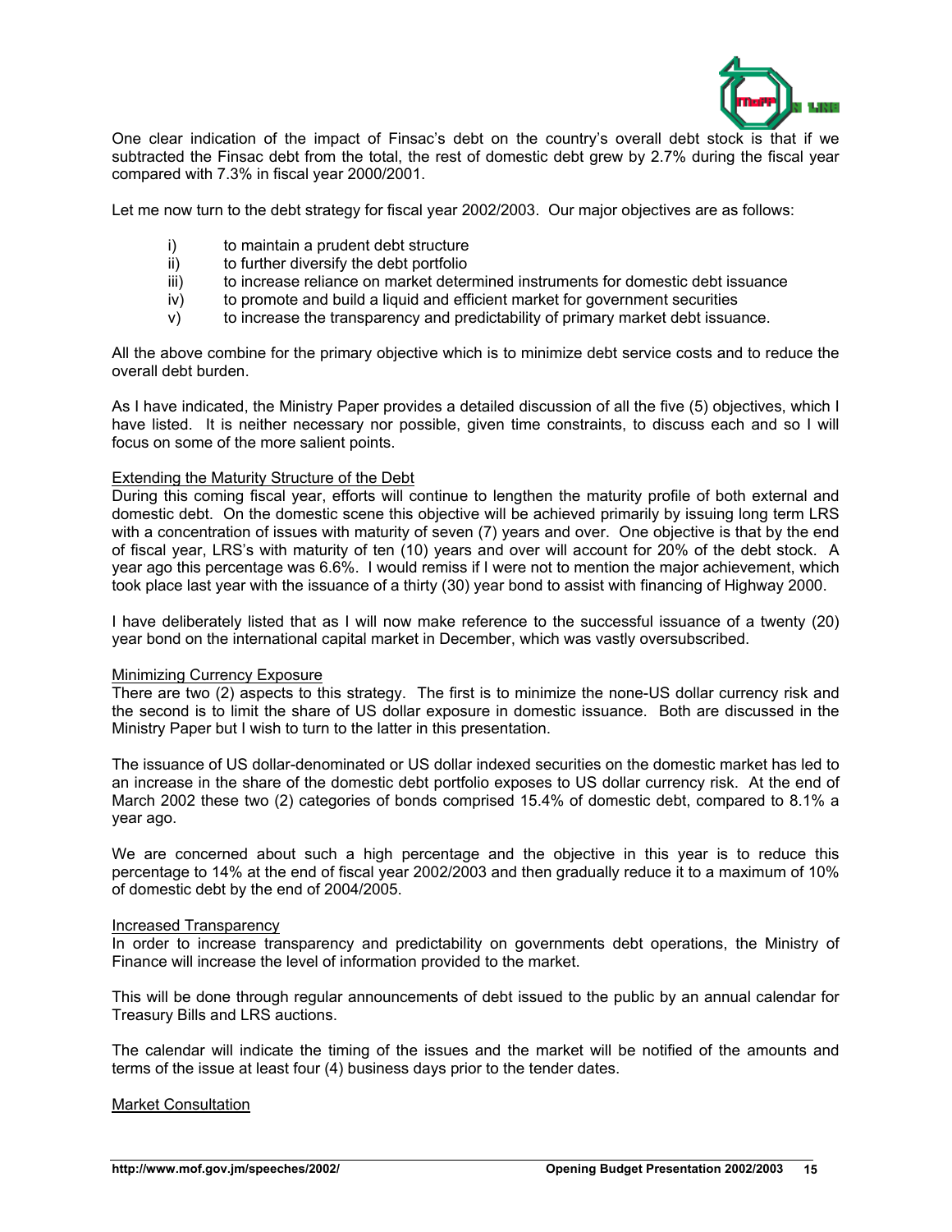One clear indication of the impact of Finsac's debt on the country's overall debt stock is that if we subtracted the Finsac debt from the total, the rest of domestic debt grew by 2.7% during the fiscal year compared with 7.3% in fiscal year 2000/2001.

Let me now turn to the debt strategy for fiscal year 2002/2003. Our major objectives are as follows:

- i) to maintain a prudent debt structure
- ii) to further diversify the debt portfolio
- iii) to increase reliance on market determined instruments for domestic debt issuance
- iv) to promote and build a liquid and efficient market for government securities
- v) to increase the transparency and predictability of primary market debt issuance.

All the above combine for the primary objective which is to minimize debt service costs and to reduce the overall debt burden.

As I have indicated, the Ministry Paper provides a detailed discussion of all the five (5) objectives, which I have listed. It is neither necessary nor possible, given time constraints, to discuss each and so I will focus on some of the more salient points.

<u>Extending the Maturity Structure of the Debt</u>

During this coming fiscal year, efforts will continue to lengthen the maturity profile of both external and domestic debt. On the domestic scene this objective will be achieved primarily by issuing long term LRS with a concentration of issues with maturity of seven (7) years and over. One objective is that by the end of fiscal year, LRS's with maturity of ten (10) years and over will account for 20% of the debt stock. A year ago this percentage was 6.6%. I would remiss if I were not to mention the major achievement, which took place last year with the issuance of a thirty (30) year bond to assist with financing of Highway 2000.

I have deliberately listed that as I will now make reference to the successful issuance of a twenty (20) year bond on the international capital market in December, which was vastly oversubscribed.

<u>Minimizing Currency Exposure</u>

There are two (2) aspects to this strategy. The first is to minimize the none-US dollar currency risk and the second is to limit the share of US dollar exposure in domestic issuance. Both are discussed in the Ministry Paper but I wish to turn to the latter in this presentation.

The issuance of US dollar-denominated or US dollar indexed securities on the domestic market has led to an increase in the share of the domestic debt portfolio exposes to US dollar currency risk. At the end of March 2002 these two (2) categories of bonds comprised 15.4% of domestic debt, compared to 8.1% a year ago.

We are concerned about such a high percentage and the objective in this year is to reduce this percentage to 14% at the end of fiscal year 2002/2003 and then gradually reduce it to a maximum of 10% of domestic debt by the end of 2004/2005.

<u>Increased Transparency</u>

In order to increase transparency and predictability on governments debt operations, the Ministry of Finance will increase the level of information provided to the market.

This will be done through regular announcements of debt issued to the public by an annual calendar for Treasury Bills and LRS auctions.

The calendar will indicate the timing of the issues and the market will be notified of the amounts and terms of the issue at least four (4) business days prior to the tender dates.

<u>Market Consultation</u>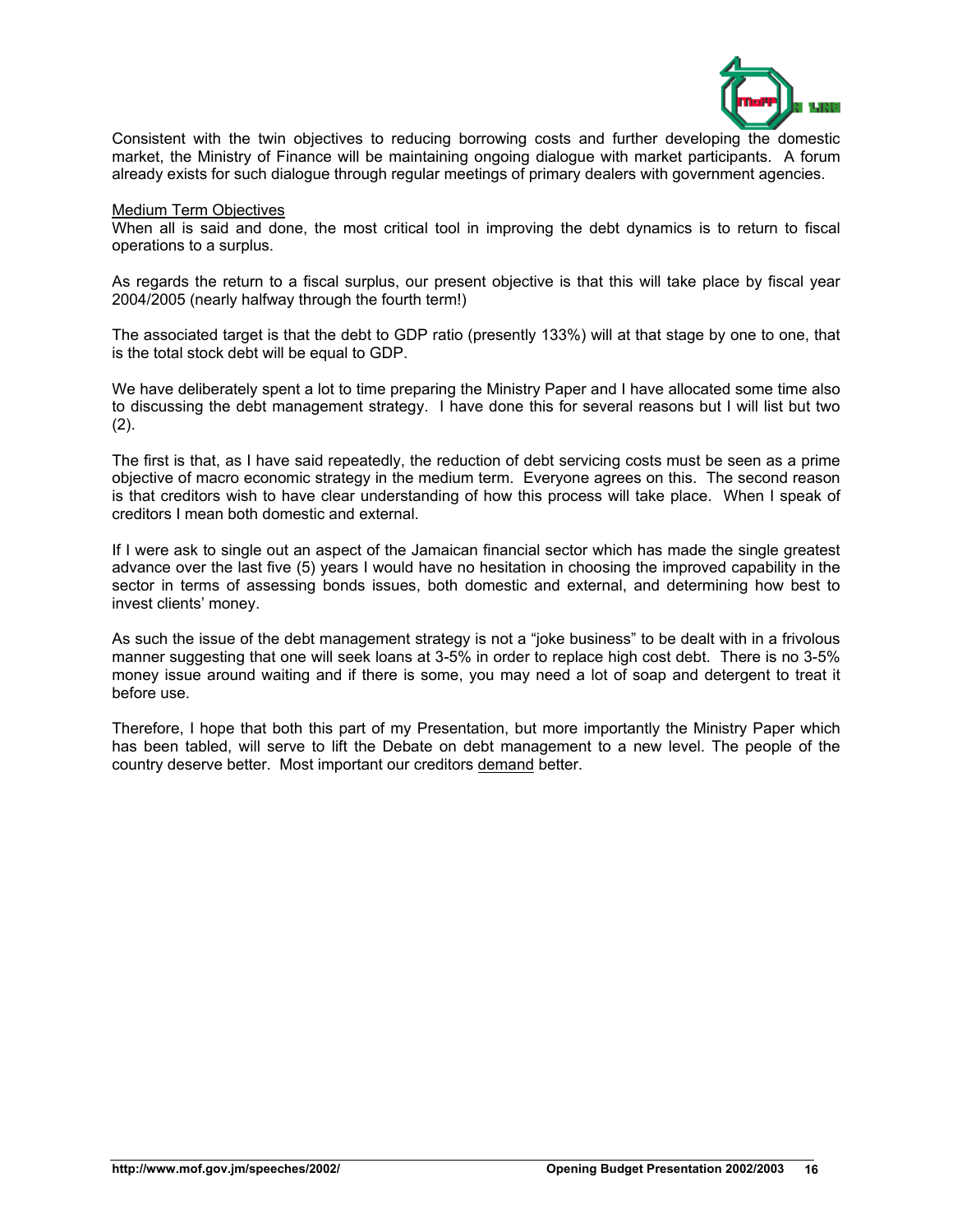Consistent with the twin objectives to reducing borrowing costs and further developing the domestic market, the Ministry of Finance will be maintaining ongoing dialogue with market participants. A forum already exists for such dialogue through regular meetings of primary dealers with government agencies.

<u>Medium Term Objectives</u>

When all is said and done, the most critical tool in improving the debt dynamics is to return to fiscal operations to a surplus.

As regards the return to a fiscal surplus, our present objective is that this will take place by fiscal year 2004/2005 (nearly halfway through the fourth term!)

The associated target is that the debt to GDP ratio (presently 133%) will at that stage by one to one, that is the total stock debt will be equal to GDP.

We have deliberately spent a lot to time preparing the Ministry Paper and I have allocated some time also to discussing the debt management strategy. I have done this for several reasons but I will list but two (2).

The first is that, as I have said repeatedly, the reduction of debt servicing costs must be seen as a prime objective of macro economic strategy in the medium term. Everyone agrees on this. The second reason is that creditors wish to have clear understanding of how this process will take place. When I speak of creditors I mean both domestic and external.

If I were ask to single out an aspect of the Jamaican financial sector which has made the single greatest advance over the last five (5) years I would have no hesitation in choosing the improved capability in the sector in terms of assessing bonds issues, both domestic and external, and determining how best to invest clients' money.

As such the issue of the debt management strategy is not a "joke business" to be dealt with in a frivolous manner suggesting that one will seek loans at 3-5% in order to replace high cost debt. There is no 3-5% money issue around waiting and if there is some, you may need a lot of soap and detergent to treat it before use.

Therefore, I hope that both this part of my Presentation, but more importantly the Ministry Paper which has been tabled, will serve to lift the Debate on debt management to a new level. The people of the country deserve better. Most important our creditors <u>demand</u> better.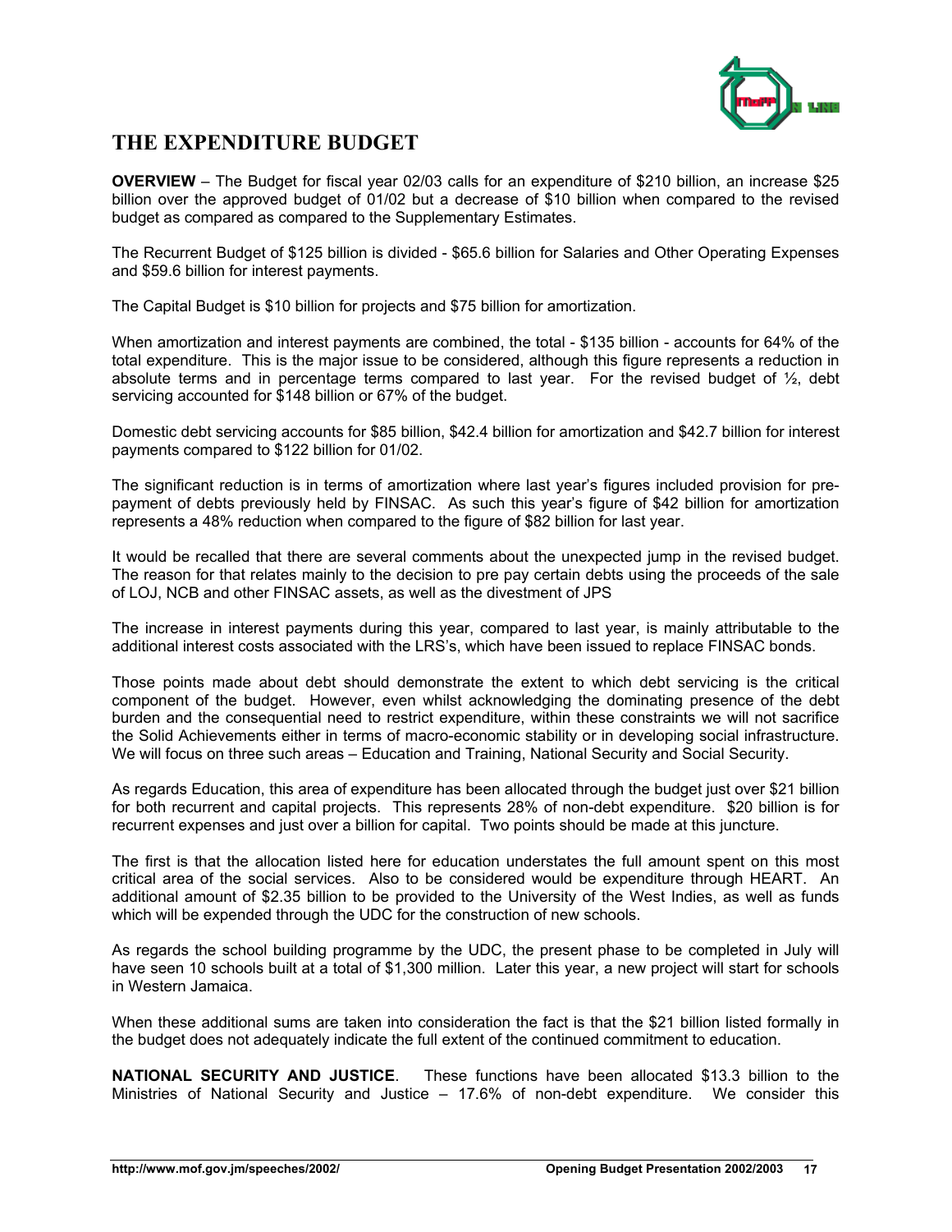## THE EXPENDITURE BUDGET

**OVERVIEW** – The Budget for fiscal year 02/03 calls for an expenditure of $210 billion, an increase $25 billion over the approved budget of 01/02 but a decrease of $10 billion when compared to the revised budget as compared as compared to the Supplementary Estimates.

The Recurrent Budget of $125 billion is divided - $65.6 billion for Salaries and Other Operating Expenses and $59.6 billion for interest payments.

The Capital Budget is $10 billion for projects and $75 billion for amortization.

When amortization and interest payments are combined, the total - $135 billion - accounts for 64% of the total expenditure. This is the major issue to be considered, although this figure represents a reduction in absolute terms and in percentage terms compared to last year. For the revised budget of ½, debt servicing accounted for $148 billion or 67% of the budget.

Domestic debt servicing accounts for $85 billion, $42.4 billion for amortization and $42.7 billion for interest payments compared to $122 billion for 01/02.

The significant reduction is in terms of amortization where last year's figures included provision for pre-payment of debts previously held by FINSAC. As such this year's figure of $42 billion for amortization represents a 48% reduction when compared to the figure of $82 billion for last year.

It would be recalled that there are several comments about the unexpected jump in the revised budget. The reason for that relates mainly to the decision to pre pay certain debts using the proceeds of the sale of LOJ, NCB and other FINSAC assets, as well as the divestment of JPS

The increase in interest payments during this year, compared to last year, is mainly attributable to the additional interest costs associated with the LRS's, which have been issued to replace FINSAC bonds.

Those points made about debt should demonstrate the extent to which debt servicing is the critical component of the budget. However, even whilst acknowledging the dominating presence of the debt burden and the consequential need to restrict expenditure, within these constraints we will not sacrifice the Solid Achievements either in terms of macro-economic stability or in developing social infrastructure. We will focus on three such areas – Education and Training, National Security and Social Security.

As regards Education, this area of expenditure has been allocated through the budget just over $21 billion for both recurrent and capital projects. This represents 28% of non-debt expenditure. $20 billion is for recurrent expenses and just over a billion for capital. Two points should be made at this juncture.

The first is that the allocation listed here for education understates the full amount spent on this most critical area of the social services. Also to be considered would be expenditure through HEART. An additional amount of $2.35 billion to be provided to the University of the West Indies, as well as funds which will be expended through the UDC for the construction of new schools.

As regards the school building programme by the UDC, the present phase to be completed in July will have seen 10 schools built at a total of $1,300 million. Later this year, a new project will start for schools in Western Jamaica.

When these additional sums are taken into consideration the fact is that the $21 billion listed formally in the budget does not adequately indicate the full extent of the continued commitment to education.

**NATIONAL SECURITY AND JUSTICE**. These functions have been allocated $13.3 billion to the Ministries of National Security and Justice – 17.6% of non-debt expenditure. We consider this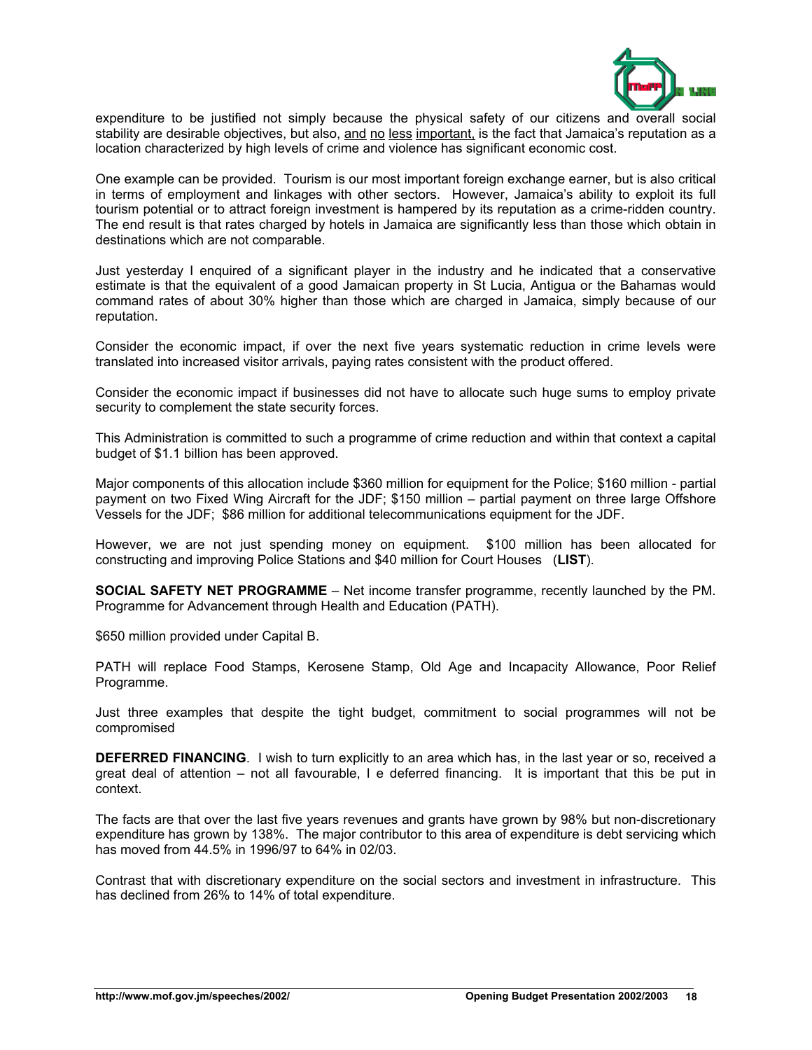expenditure to be justified not simply because the physical safety of our citizens and overall social stability are desirable objectives, but also, <u>and no less important,</u> is the fact that Jamaica's reputation as a location characterized by high levels of crime and violence has significant economic cost.

One example can be provided. Tourism is our most important foreign exchange earner, but is also critical in terms of employment and linkages with other sectors. However, Jamaica's ability to exploit its full tourism potential or to attract foreign investment is hampered by its reputation as a crime-ridden country. The end result is that rates charged by hotels in Jamaica are significantly less than those which obtain in destinations which are not comparable.

Just yesterday I enquired of a significant player in the industry and he indicated that a conservative estimate is that the equivalent of a good Jamaican property in St Lucia, Antigua or the Bahamas would command rates of about 30% higher than those which are charged in Jamaica, simply because of our reputation.

Consider the economic impact, if over the next five years systematic reduction in crime levels were translated into increased visitor arrivals, paying rates consistent with the product offered.

Consider the economic impact if businesses did not have to allocate such huge sums to employ private security to complement the state security forces.

This Administration is committed to such a programme of crime reduction and within that context a capital budget of $1.1 billion has been approved.

Major components of this allocation include $360 million for equipment for the Police; $160 million - partial payment on two Fixed Wing Aircraft for the JDF; $150 million – partial payment on three large Offshore Vessels for the JDF; $86 million for additional telecommunications equipment for the JDF.

However, we are not just spending money on equipment. $100 million has been allocated for constructing and improving Police Stations and $40 million for Court Houses (**LIST**).

**SOCIAL SAFETY NET PROGRAMME** – Net income transfer programme, recently launched by the PM. Programme for Advancement through Health and Education (PATH).

$650 million provided under Capital B.

PATH will replace Food Stamps, Kerosene Stamp, Old Age and Incapacity Allowance, Poor Relief Programme.

Just three examples that despite the tight budget, commitment to social programmes will not be compromised

**DEFERRED FINANCING**. I wish to turn explicitly to an area which has, in the last year or so, received a great deal of attention – not all favourable, I e deferred financing. It is important that this be put in context.

The facts are that over the last five years revenues and grants have grown by 98% but non-discretionary expenditure has grown by 138%. The major contributor to this area of expenditure is debt servicing which has moved from 44.5% in 1996/97 to 64% in 02/03.

Contrast that with discretionary expenditure on the social sectors and investment in infrastructure. This has declined from 26% to 14% of total expenditure.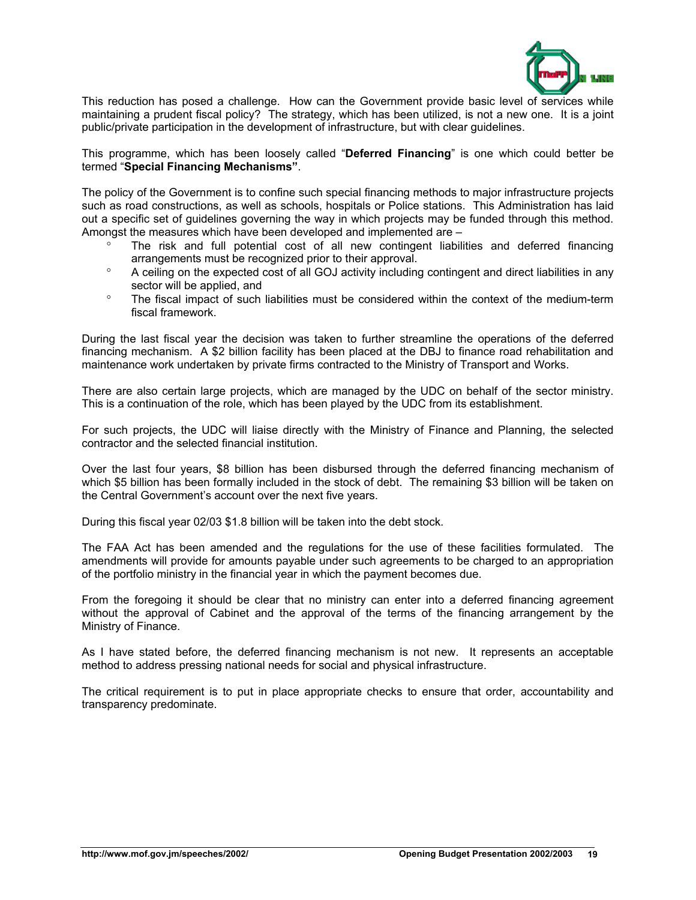This reduction has posed a challenge. How can the Government provide basic level of services while maintaining a prudent fiscal policy? The strategy, which has been utilized, is not a new one. It is a joint public/private participation in the development of infrastructure, but with clear guidelines.

This programme, which has been loosely called "**Deferred Financing**" is one which could better be termed "**Special Financing Mechanisms"**.

The policy of the Government is to confine such special financing methods to major infrastructure projects such as road constructions, as well as schools, hospitals or Police stations. This Administration has laid out a specific set of guidelines governing the way in which projects may be funded through this method. Amongst the measures which have been developed and implemented are –

- The risk and full potential cost of all new contingent liabilities and deferred financing arrangements must be recognized prior to their approval.
- A ceiling on the expected cost of all GOJ activity including contingent and direct liabilities in any sector will be applied, and
- The fiscal impact of such liabilities must be considered within the context of the medium-term fiscal framework.

During the last fiscal year the decision was taken to further streamline the operations of the deferred financing mechanism. A $2 billion facility has been placed at the DBJ to finance road rehabilitation and maintenance work undertaken by private firms contracted to the Ministry of Transport and Works.

There are also certain large projects, which are managed by the UDC on behalf of the sector ministry. This is a continuation of the role, which has been played by the UDC from its establishment.

For such projects, the UDC will liaise directly with the Ministry of Finance and Planning, the selected contractor and the selected financial institution.

Over the last four years, $8 billion has been disbursed through the deferred financing mechanism of which $5 billion has been formally included in the stock of debt. The remaining $3 billion will be taken on the Central Government's account over the next five years.

During this fiscal year 02/03 $1.8 billion will be taken into the debt stock.

The FAA Act has been amended and the regulations for the use of these facilities formulated. The amendments will provide for amounts payable under such agreements to be charged to an appropriation of the portfolio ministry in the financial year in which the payment becomes due.

From the foregoing it should be clear that no ministry can enter into a deferred financing agreement without the approval of Cabinet and the approval of the terms of the financing arrangement by the Ministry of Finance.

As I have stated before, the deferred financing mechanism is not new. It represents an acceptable method to address pressing national needs for social and physical infrastructure.

The critical requirement is to put in place appropriate checks to ensure that order, accountability and transparency predominate.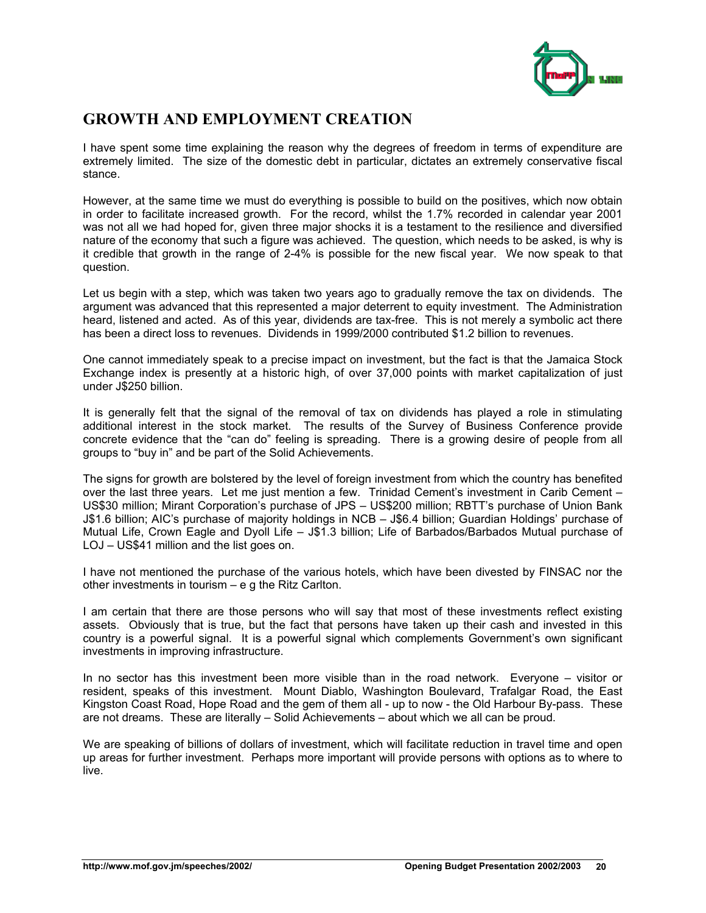## GROWTH AND EMPLOYMENT CREATION

I have spent some time explaining the reason why the degrees of freedom in terms of expenditure are extremely limited. The size of the domestic debt in particular, dictates an extremely conservative fiscal stance.

However, at the same time we must do everything is possible to build on the positives, which now obtain in order to facilitate increased growth. For the record, whilst the 1.7% recorded in calendar year 2001 was not all we had hoped for, given three major shocks it is a testament to the resilience and diversified nature of the economy that such a figure was achieved. The question, which needs to be asked, is why is it credible that growth in the range of 2-4% is possible for the new fiscal year. We now speak to that question.

Let us begin with a step, which was taken two years ago to gradually remove the tax on dividends. The argument was advanced that this represented a major deterrent to equity investment. The Administration heard, listened and acted. As of this year, dividends are tax-free. This is not merely a symbolic act there has been a direct loss to revenues. Dividends in 1999/2000 contributed $1.2 billion to revenues.

One cannot immediately speak to a precise impact on investment, but the fact is that the Jamaica Stock Exchange index is presently at a historic high, of over 37,000 points with market capitalization of just under J$250 billion.

It is generally felt that the signal of the removal of tax on dividends has played a role in stimulating additional interest in the stock market. The results of the Survey of Business Conference provide concrete evidence that the "can do" feeling is spreading. There is a growing desire of people from all groups to "buy in" and be part of the Solid Achievements.

The signs for growth are bolstered by the level of foreign investment from which the country has benefited over the last three years. Let me just mention a few. Trinidad Cement's investment in Carib Cement – US$30 million; Mirant Corporation's purchase of JPS – US$200 million; RBTT's purchase of Union Bank J$1.6 billion; AIC's purchase of majority holdings in NCB – J$6.4 billion; Guardian Holdings' purchase of Mutual Life, Crown Eagle and Dyoll Life – J$1.3 billion; Life of Barbados/Barbados Mutual purchase of LOJ – US$41 million and the list goes on.

I have not mentioned the purchase of the various hotels, which have been divested by FINSAC nor the other investments in tourism – e g the Ritz Carlton.

I am certain that there are those persons who will say that most of these investments reflect existing assets. Obviously that is true, but the fact that persons have taken up their cash and invested in this country is a powerful signal. It is a powerful signal which complements Government's own significant investments in improving infrastructure.

In no sector has this investment been more visible than in the road network. Everyone – visitor or resident, speaks of this investment. Mount Diablo, Washington Boulevard, Trafalgar Road, the East Kingston Coast Road, Hope Road and the gem of them all - up to now - the Old Harbour By-pass. These are not dreams. These are literally – Solid Achievements – about which we all can be proud.

We are speaking of billions of dollars of investment, which will facilitate reduction in travel time and open up areas for further investment. Perhaps more important will provide persons with options as to where to live.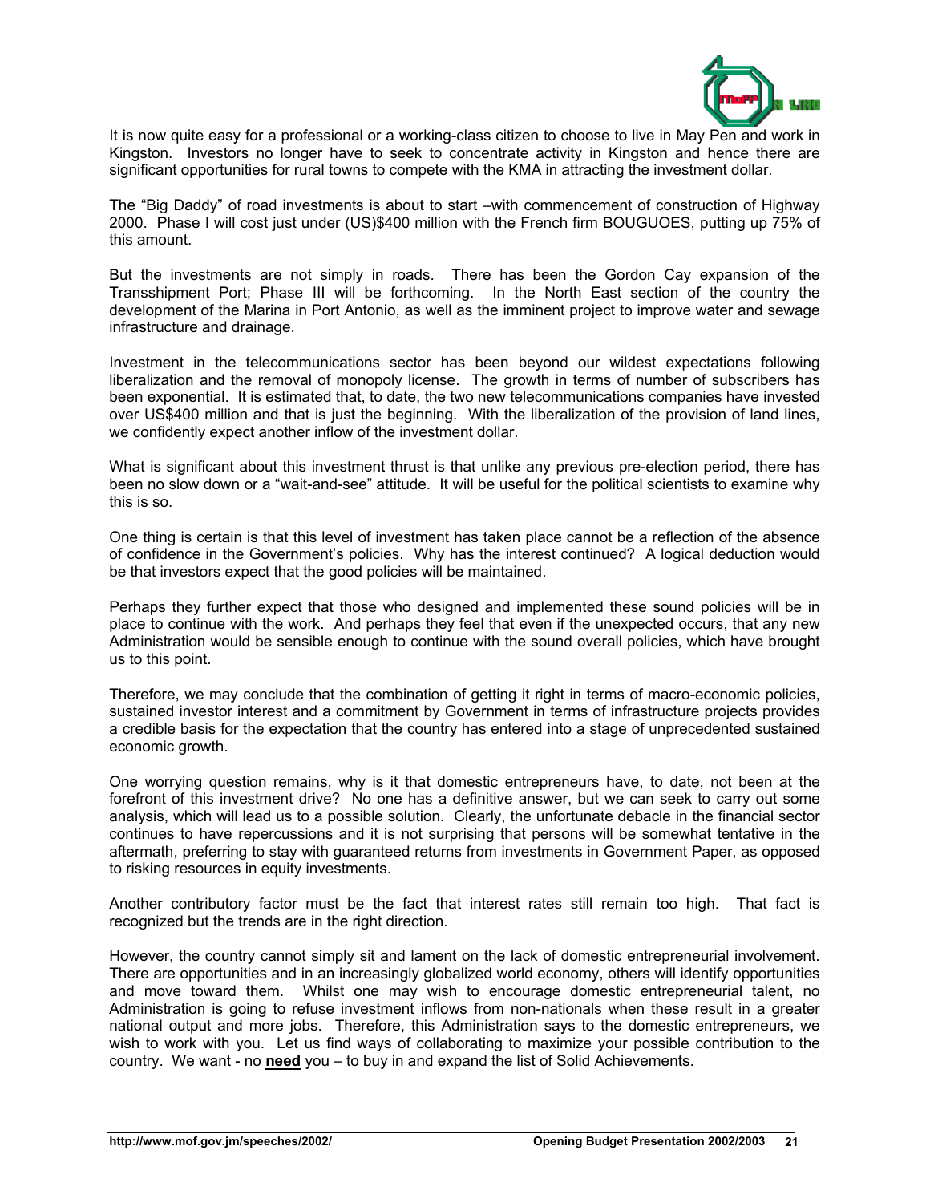It is now quite easy for a professional or a working-class citizen to choose to live in May Pen and work in Kingston. Investors no longer have to seek to concentrate activity in Kingston and hence there are significant opportunities for rural towns to compete with the KMA in attracting the investment dollar.

The "Big Daddy" of road investments is about to start –with commencement of construction of Highway 2000. Phase I will cost just under (US)$400 million with the French firm BOUGUOES, putting up 75% of this amount.

But the investments are not simply in roads. There has been the Gordon Cay expansion of the Transshipment Port; Phase III will be forthcoming. In the North East section of the country the development of the Marina in Port Antonio, as well as the imminent project to improve water and sewage infrastructure and drainage.

Investment in the telecommunications sector has been beyond our wildest expectations following liberalization and the removal of monopoly license. The growth in terms of number of subscribers has been exponential. It is estimated that, to date, the two new telecommunications companies have invested over US$400 million and that is just the beginning. With the liberalization of the provision of land lines, we confidently expect another inflow of the investment dollar.

What is significant about this investment thrust is that unlike any previous pre-election period, there has been no slow down or a "wait-and-see" attitude. It will be useful for the political scientists to examine why this is so.

One thing is certain is that this level of investment has taken place cannot be a reflection of the absence of confidence in the Government's policies. Why has the interest continued? A logical deduction would be that investors expect that the good policies will be maintained.

Perhaps they further expect that those who designed and implemented these sound policies will be in place to continue with the work. And perhaps they feel that even if the unexpected occurs, that any new Administration would be sensible enough to continue with the sound overall policies, which have brought us to this point.

Therefore, we may conclude that the combination of getting it right in terms of macro-economic policies, sustained investor interest and a commitment by Government in terms of infrastructure projects provides a credible basis for the expectation that the country has entered into a stage of unprecedented sustained economic growth.

One worrying question remains, why is it that domestic entrepreneurs have, to date, not been at the forefront of this investment drive? No one has a definitive answer, but we can seek to carry out some analysis, which will lead us to a possible solution. Clearly, the unfortunate debacle in the financial sector continues to have repercussions and it is not surprising that persons will be somewhat tentative in the aftermath, preferring to stay with guaranteed returns from investments in Government Paper, as opposed to risking resources in equity investments.

Another contributory factor must be the fact that interest rates still remain too high. That fact is recognized but the trends are in the right direction.

However, the country cannot simply sit and lament on the lack of domestic entrepreneurial involvement. There are opportunities and in an increasingly globalized world economy, others will identify opportunities and move toward them. Whilst one may wish to encourage domestic entrepreneurial talent, no Administration is going to refuse investment inflows from non-nationals when these result in a greater national output and more jobs. Therefore, this Administration says to the domestic entrepreneurs, we wish to work with you. Let us find ways of collaborating to maximize your possible contribution to the country. We want - no **need** you – to buy in and expand the list of Solid Achievements.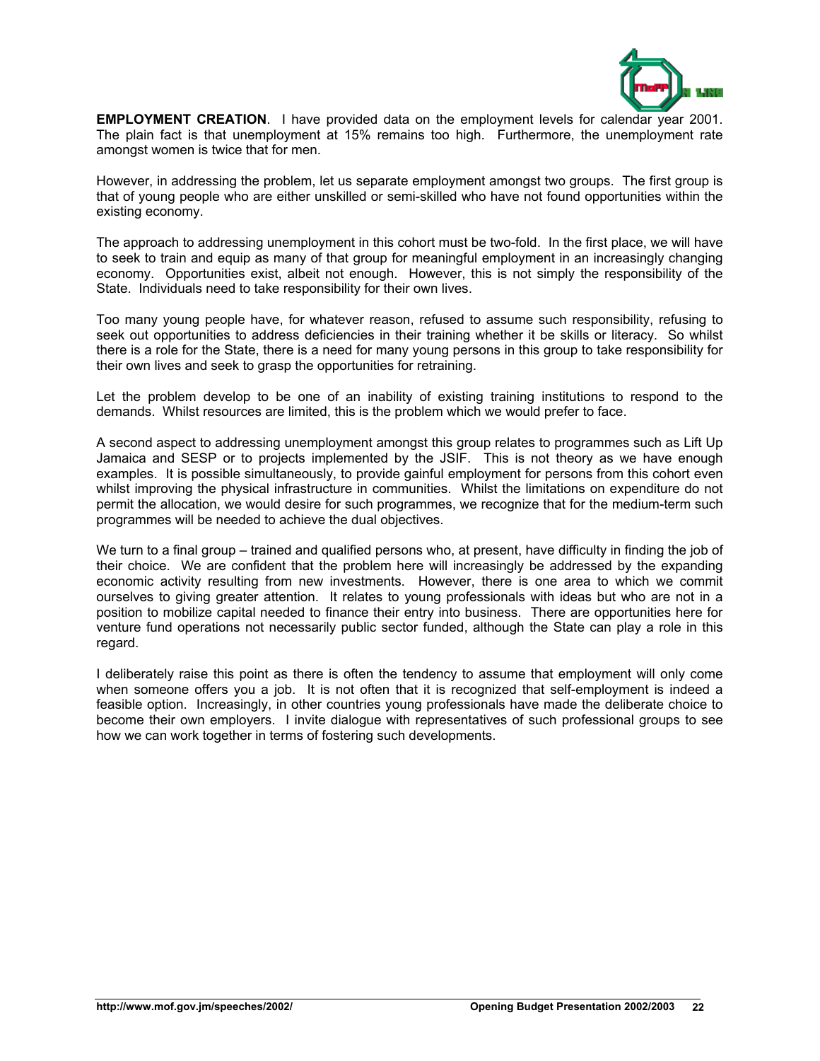**EMPLOYMENT CREATION**. I have provided data on the employment levels for calendar year 2001. The plain fact is that unemployment at 15% remains too high. Furthermore, the unemployment rate amongst women is twice that for men.

However, in addressing the problem, let us separate employment amongst two groups. The first group is that of young people who are either unskilled or semi-skilled who have not found opportunities within the existing economy.

The approach to addressing unemployment in this cohort must be two-fold. In the first place, we will have to seek to train and equip as many of that group for meaningful employment in an increasingly changing economy. Opportunities exist, albeit not enough. However, this is not simply the responsibility of the State. Individuals need to take responsibility for their own lives.

Too many young people have, for whatever reason, refused to assume such responsibility, refusing to seek out opportunities to address deficiencies in their training whether it be skills or literacy. So whilst there is a role for the State, there is a need for many young persons in this group to take responsibility for their own lives and seek to grasp the opportunities for retraining.

Let the problem develop to be one of an inability of existing training institutions to respond to the demands. Whilst resources are limited, this is the problem which we would prefer to face.

A second aspect to addressing unemployment amongst this group relates to programmes such as Lift Up Jamaica and SESP or to projects implemented by the JSIF. This is not theory as we have enough examples. It is possible simultaneously, to provide gainful employment for persons from this cohort even whilst improving the physical infrastructure in communities. Whilst the limitations on expenditure do not permit the allocation, we would desire for such programmes, we recognize that for the medium-term such programmes will be needed to achieve the dual objectives.

We turn to a final group – trained and qualified persons who, at present, have difficulty in finding the job of their choice. We are confident that the problem here will increasingly be addressed by the expanding economic activity resulting from new investments. However, there is one area to which we commit ourselves to giving greater attention. It relates to young professionals with ideas but who are not in a position to mobilize capital needed to finance their entry into business. There are opportunities here for venture fund operations not necessarily public sector funded, although the State can play a role in this regard.

I deliberately raise this point as there is often the tendency to assume that employment will only come when someone offers you a job. It is not often that it is recognized that self-employment is indeed a feasible option. Increasingly, in other countries young professionals have made the deliberate choice to become their own employers. I invite dialogue with representatives of such professional groups to see how we can work together in terms of fostering such developments.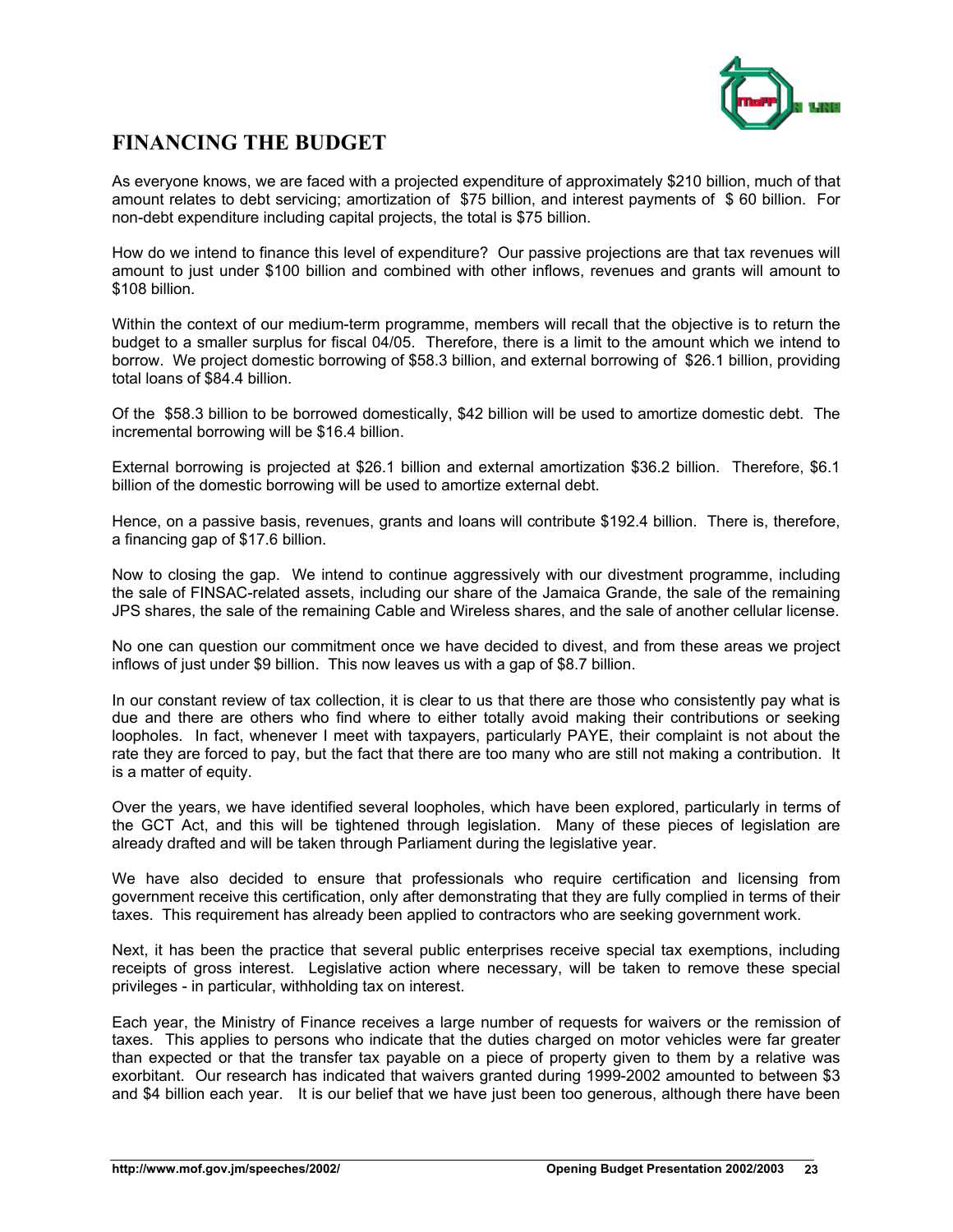## FINANCING THE BUDGET

As everyone knows, we are faced with a projected expenditure of approximately $210 billion, much of that amount relates to debt servicing; amortization of $75 billion, and interest payments of $ 60 billion. For non-debt expenditure including capital projects, the total is $75 billion.

How do we intend to finance this level of expenditure? Our passive projections are that tax revenues will amount to just under $100 billion and combined with other inflows, revenues and grants will amount to $108 billion.

Within the context of our medium-term programme, members will recall that the objective is to return the budget to a smaller surplus for fiscal 04/05. Therefore, there is a limit to the amount which we intend to borrow. We project domestic borrowing of $58.3 billion, and external borrowing of $26.1 billion, providing total loans of $84.4 billion.

Of the $58.3 billion to be borrowed domestically, $42 billion will be used to amortize domestic debt. The incremental borrowing will be $16.4 billion.

External borrowing is projected at $26.1 billion and external amortization $36.2 billion. Therefore, $6.1 billion of the domestic borrowing will be used to amortize external debt.

Hence, on a passive basis, revenues, grants and loans will contribute $192.4 billion. There is, therefore, a financing gap of $17.6 billion.

Now to closing the gap. We intend to continue aggressively with our divestment programme, including the sale of FINSAC-related assets, including our share of the Jamaica Grande, the sale of the remaining JPS shares, the sale of the remaining Cable and Wireless shares, and the sale of another cellular license.

No one can question our commitment once we have decided to divest, and from these areas we project inflows of just under $9 billion. This now leaves us with a gap of $8.7 billion.

In our constant review of tax collection, it is clear to us that there are those who consistently pay what is due and there are others who find where to either totally avoid making their contributions or seeking loopholes. In fact, whenever I meet with taxpayers, particularly PAYE, their complaint is not about the rate they are forced to pay, but the fact that there are too many who are still not making a contribution. It is a matter of equity.

Over the years, we have identified several loopholes, which have been explored, particularly in terms of the GCT Act, and this will be tightened through legislation. Many of these pieces of legislation are already drafted and will be taken through Parliament during the legislative year.

We have also decided to ensure that professionals who require certification and licensing from government receive this certification, only after demonstrating that they are fully complied in terms of their taxes. This requirement has already been applied to contractors who are seeking government work.

Next, it has been the practice that several public enterprises receive special tax exemptions, including receipts of gross interest. Legislative action where necessary, will be taken to remove these special privileges - in particular, withholding tax on interest.

Each year, the Ministry of Finance receives a large number of requests for waivers or the remission of taxes. This applies to persons who indicate that the duties charged on motor vehicles were far greater than expected or that the transfer tax payable on a piece of property given to them by a relative was exorbitant. Our research has indicated that waivers granted during 1999-2002 amounted to between $3 and $4 billion each year. It is our belief that we have just been too generous, although there have been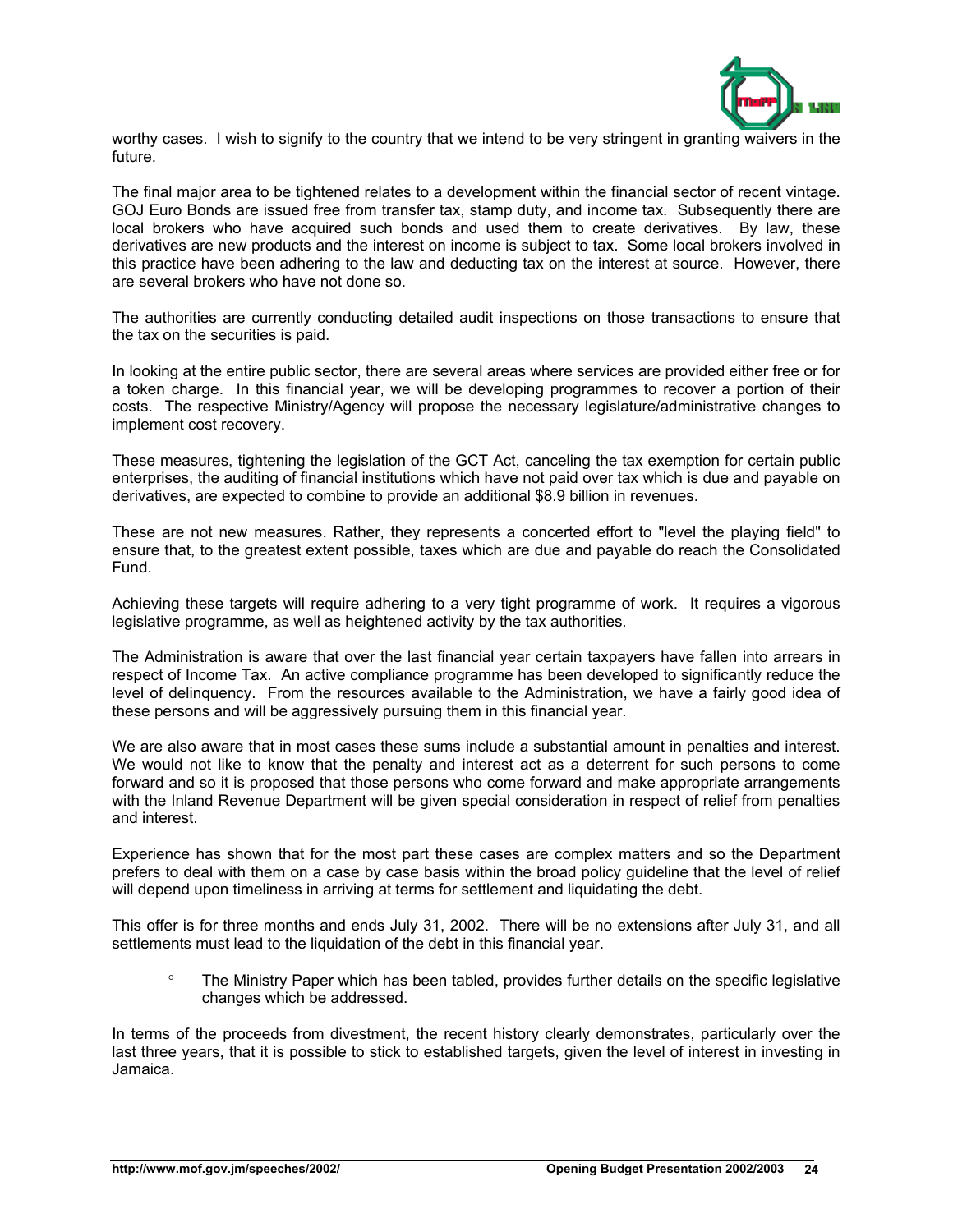worthy cases. I wish to signify to the country that we intend to be very stringent in granting waivers in the future.

The final major area to be tightened relates to a development within the financial sector of recent vintage. GOJ Euro Bonds are issued free from transfer tax, stamp duty, and income tax. Subsequently there are local brokers who have acquired such bonds and used them to create derivatives. By law, these derivatives are new products and the interest on income is subject to tax. Some local brokers involved in this practice have been adhering to the law and deducting tax on the interest at source. However, there are several brokers who have not done so.

The authorities are currently conducting detailed audit inspections on those transactions to ensure that the tax on the securities is paid.

In looking at the entire public sector, there are several areas where services are provided either free or for a token charge. In this financial year, we will be developing programmes to recover a portion of their costs. The respective Ministry/Agency will propose the necessary legislature/administrative changes to implement cost recovery.

These measures, tightening the legislation of the GCT Act, canceling the tax exemption for certain public enterprises, the auditing of financial institutions which have not paid over tax which is due and payable on derivatives, are expected to combine to provide an additional $8.9 billion in revenues.

These are not new measures. Rather, they represents a concerted effort to "level the playing field" to ensure that, to the greatest extent possible, taxes which are due and payable do reach the Consolidated Fund.

Achieving these targets will require adhering to a very tight programme of work. It requires a vigorous legislative programme, as well as heightened activity by the tax authorities.

The Administration is aware that over the last financial year certain taxpayers have fallen into arrears in respect of Income Tax. An active compliance programme has been developed to significantly reduce the level of delinquency. From the resources available to the Administration, we have a fairly good idea of these persons and will be aggressively pursuing them in this financial year.

We are also aware that in most cases these sums include a substantial amount in penalties and interest. We would not like to know that the penalty and interest act as a deterrent for such persons to come forward and so it is proposed that those persons who come forward and make appropriate arrangements with the Inland Revenue Department will be given special consideration in respect of relief from penalties and interest.

Experience has shown that for the most part these cases are complex matters and so the Department prefers to deal with them on a case by case basis within the broad policy guideline that the level of relief will depend upon timeliness in arriving at terms for settlement and liquidating the debt.

This offer is for three months and ends July 31, 2002. There will be no extensions after July 31, and all settlements must lead to the liquidation of the debt in this financial year.

- The Ministry Paper which has been tabled, provides further details on the specific legislative changes which be addressed.

In terms of the proceeds from divestment, the recent history clearly demonstrates, particularly over the last three years, that it is possible to stick to established targets, given the level of interest in investing in Jamaica.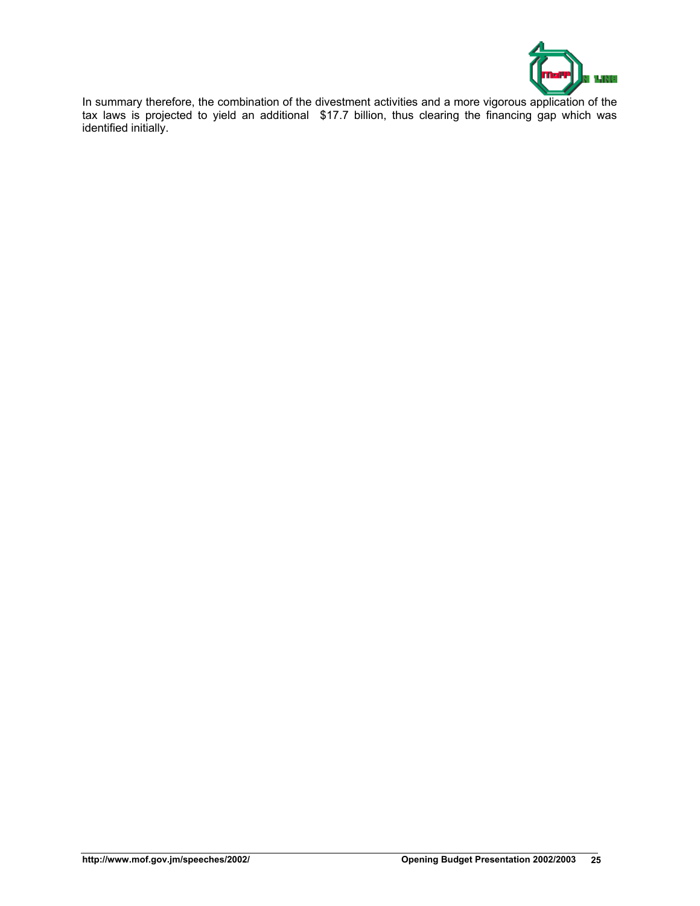In summary therefore, the combination of the divestment activities and a more vigorous application of the tax laws is projected to yield an additional $17.7 billion, thus clearing the financing gap which was identified initially.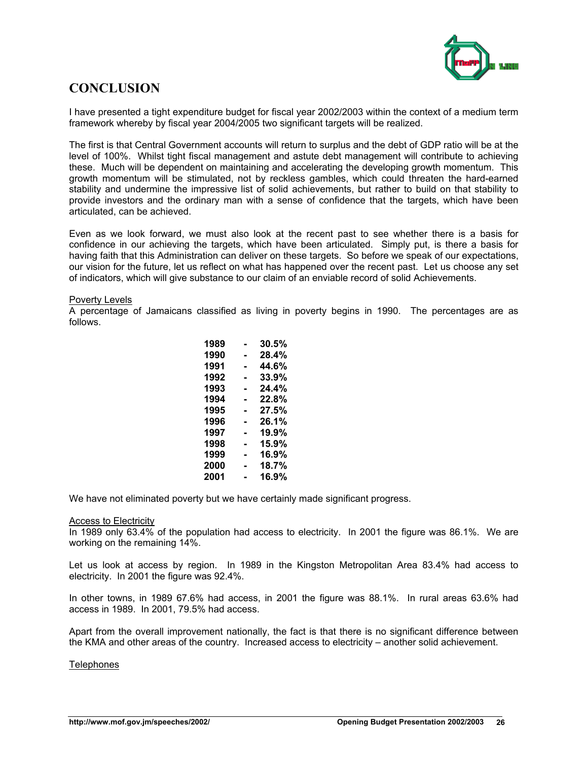## CONCLUSION

I have presented a tight expenditure budget for fiscal year 2002/2003 within the context of a medium term framework whereby by fiscal year 2004/2005 two significant targets will be realized.

The first is that Central Government accounts will return to surplus and the debt of GDP ratio will be at the level of 100%. Whilst tight fiscal management and astute debt management will contribute to achieving these. Much will be dependent on maintaining and accelerating the developing growth momentum. This growth momentum will be stimulated, not by reckless gambles, which could threaten the hard-earned stability and undermine the impressive list of solid achievements, but rather to build on that stability to provide investors and the ordinary man with a sense of confidence that the targets, which have been articulated, can be achieved.

Even as we look forward, we must also look at the recent past to see whether there is a basis for confidence in our achieving the targets, which have been articulated. Simply put, is there a basis for having faith that this Administration can deliver on these targets. So before we speak of our expectations, our vision for the future, let us reflect on what has happened over the recent past. Let us choose any set of indicators, which will give substance to our claim of an enviable record of solid Achievements.

<u>Poverty Levels</u>

A percentage of Jamaicans classified as living in poverty begins in 1990. The percentages are as follows.

**1989 - 30.5%**
**1990 - 28.4%**
**1991 - 44.6%**
**1992 - 33.9%**
**1993 - 24.4%**
**1994 - 22.8%**
**1995 - 27.5%**
**1996 - 26.1%**
**1997 - 19.9%**
**1998 - 15.9%**
**1999 - 16.9%**
**2000 - 18.7%**
**2001 - 16.9%**

We have not eliminated poverty but we have certainly made significant progress.

<u>Access to Electricity</u>

In 1989 only 63.4% of the population had access to electricity. In 2001 the figure was 86.1%. We are working on the remaining 14%.

Let us look at access by region. In 1989 in the Kingston Metropolitan Area 83.4% had access to electricity. In 2001 the figure was 92.4%.

In other towns, in 1989 67.6% had access, in 2001 the figure was 88.1%. In rural areas 63.6% had access in 1989. In 2001, 79.5% had access.

Apart from the overall improvement nationally, the fact is that there is no significant difference between the KMA and other areas of the country. Increased access to electricity – another solid achievement.

<u>Telephones</u>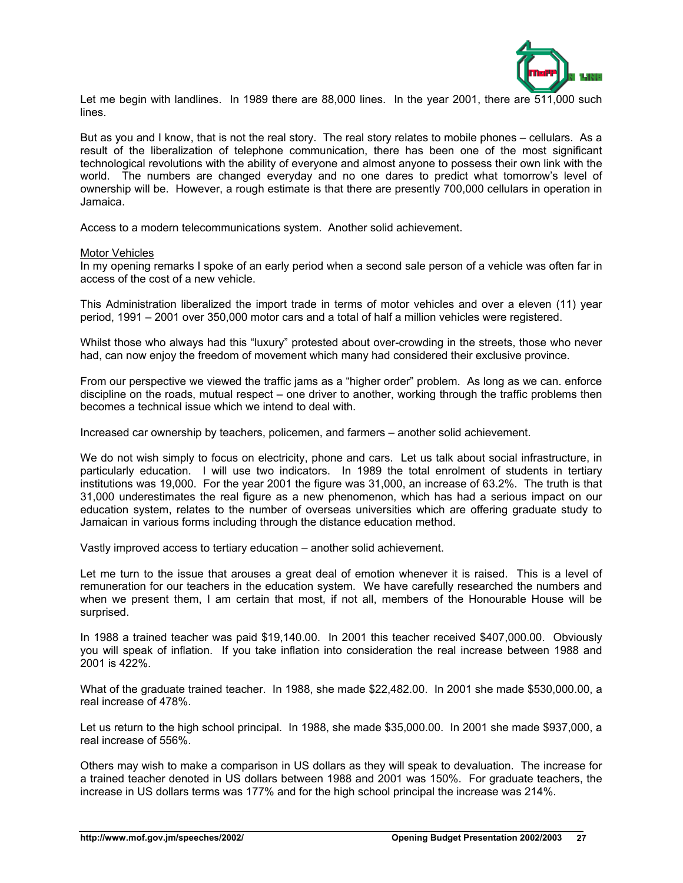Let me begin with landlines. In 1989 there are 88,000 lines. In the year 2001, there are 511,000 such lines.

But as you and I know, that is not the real story. The real story relates to mobile phones – cellulars. As a result of the liberalization of telephone communication, there has been one of the most significant technological revolutions with the ability of everyone and almost anyone to possess their own link with the world. The numbers are changed everyday and no one dares to predict what tomorrow's level of ownership will be. However, a rough estimate is that there are presently 700,000 cellulars in operation in Jamaica.

Access to a modern telecommunications system. Another solid achievement.

<u>Motor Vehicles</u>

In my opening remarks I spoke of an early period when a second sale person of a vehicle was often far in access of the cost of a new vehicle.

This Administration liberalized the import trade in terms of motor vehicles and over a eleven (11) year period, 1991 – 2001 over 350,000 motor cars and a total of half a million vehicles were registered.

Whilst those who always had this "luxury" protested about over-crowding in the streets, those who never had, can now enjoy the freedom of movement which many had considered their exclusive province.

From our perspective we viewed the traffic jams as a "higher order" problem. As long as we can. enforce discipline on the roads, mutual respect – one driver to another, working through the traffic problems then becomes a technical issue which we intend to deal with.

Increased car ownership by teachers, policemen, and farmers – another solid achievement.

We do not wish simply to focus on electricity, phone and cars. Let us talk about social infrastructure, in particularly education. I will use two indicators. In 1989 the total enrolment of students in tertiary institutions was 19,000. For the year 2001 the figure was 31,000, an increase of 63.2%. The truth is that 31,000 underestimates the real figure as a new phenomenon, which has had a serious impact on our education system, relates to the number of overseas universities which are offering graduate study to Jamaican in various forms including through the distance education method.

Vastly improved access to tertiary education – another solid achievement.

Let me turn to the issue that arouses a great deal of emotion whenever it is raised. This is a level of remuneration for our teachers in the education system. We have carefully researched the numbers and when we present them, I am certain that most, if not all, members of the Honourable House will be surprised.

In 1988 a trained teacher was paid $19,140.00. In 2001 this teacher received $407,000.00. Obviously you will speak of inflation. If you take inflation into consideration the real increase between 1988 and 2001 is 422%.

What of the graduate trained teacher. In 1988, she made $22,482.00. In 2001 she made $530,000.00, a real increase of 478%.

Let us return to the high school principal. In 1988, she made $35,000.00. In 2001 she made $937,000, a real increase of 556%.

Others may wish to make a comparison in US dollars as they will speak to devaluation. The increase for a trained teacher denoted in US dollars between 1988 and 2001 was 150%. For graduate teachers, the increase in US dollars terms was 177% and for the high school principal the increase was 214%.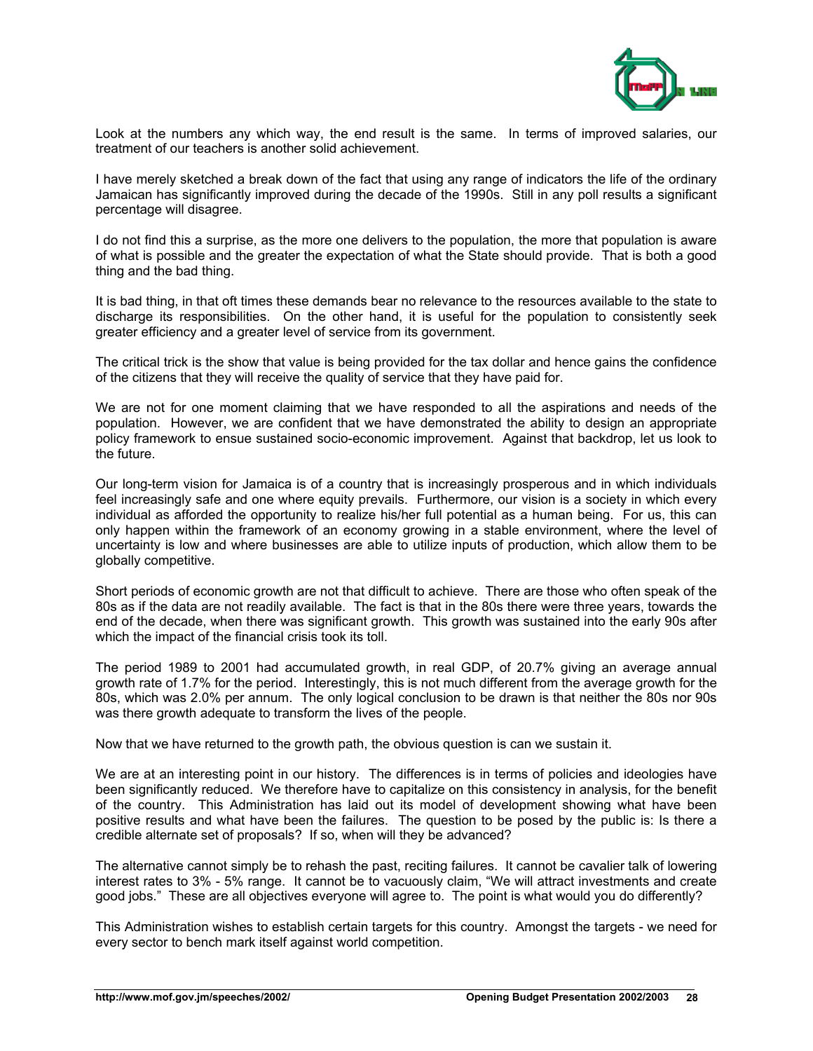Look at the numbers any which way, the end result is the same. In terms of improved salaries, our treatment of our teachers is another solid achievement.

I have merely sketched a break down of the fact that using any range of indicators the life of the ordinary Jamaican has significantly improved during the decade of the 1990s. Still in any poll results a significant percentage will disagree.

I do not find this a surprise, as the more one delivers to the population, the more that population is aware of what is possible and the greater the expectation of what the State should provide. That is both a good thing and the bad thing.

It is bad thing, in that oft times these demands bear no relevance to the resources available to the state to discharge its responsibilities. On the other hand, it is useful for the population to consistently seek greater efficiency and a greater level of service from its government.

The critical trick is the show that value is being provided for the tax dollar and hence gains the confidence of the citizens that they will receive the quality of service that they have paid for.

We are not for one moment claiming that we have responded to all the aspirations and needs of the population. However, we are confident that we have demonstrated the ability to design an appropriate policy framework to ensue sustained socio-economic improvement. Against that backdrop, let us look to the future.

Our long-term vision for Jamaica is of a country that is increasingly prosperous and in which individuals feel increasingly safe and one where equity prevails. Furthermore, our vision is a society in which every individual as afforded the opportunity to realize his/her full potential as a human being. For us, this can only happen within the framework of an economy growing in a stable environment, where the level of uncertainty is low and where businesses are able to utilize inputs of production, which allow them to be globally competitive.

Short periods of economic growth are not that difficult to achieve. There are those who often speak of the 80s as if the data are not readily available. The fact is that in the 80s there were three years, towards the end of the decade, when there was significant growth. This growth was sustained into the early 90s after which the impact of the financial crisis took its toll.

The period 1989 to 2001 had accumulated growth, in real GDP, of 20.7% giving an average annual growth rate of 1.7% for the period. Interestingly, this is not much different from the average growth for the 80s, which was 2.0% per annum. The only logical conclusion to be drawn is that neither the 80s nor 90s was there growth adequate to transform the lives of the people.

Now that we have returned to the growth path, the obvious question is can we sustain it.

We are at an interesting point in our history. The differences is in terms of policies and ideologies have been significantly reduced. We therefore have to capitalize on this consistency in analysis, for the benefit of the country. This Administration has laid out its model of development showing what have been positive results and what have been the failures. The question to be posed by the public is: Is there a credible alternate set of proposals? If so, when will they be advanced?

The alternative cannot simply be to rehash the past, reciting failures. It cannot be cavalier talk of lowering interest rates to 3% - 5% range. It cannot be to vacuously claim, "We will attract investments and create good jobs." These are all objectives everyone will agree to. The point is what would you do differently?

This Administration wishes to establish certain targets for this country. Amongst the targets - we need for every sector to bench mark itself against world competition.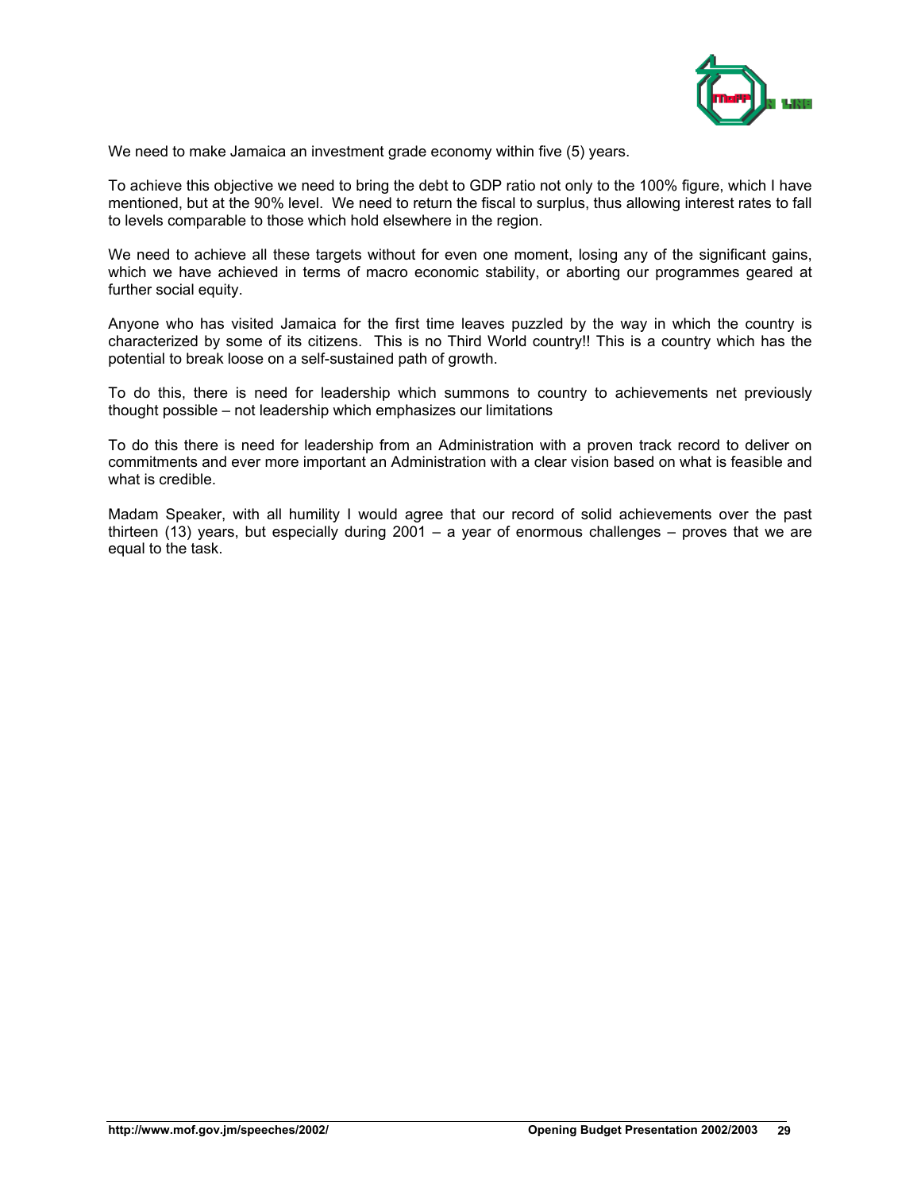We need to make Jamaica an investment grade economy within five (5) years.

To achieve this objective we need to bring the debt to GDP ratio not only to the 100% figure, which I have mentioned, but at the 90% level. We need to return the fiscal to surplus, thus allowing interest rates to fall to levels comparable to those which hold elsewhere in the region.

We need to achieve all these targets without for even one moment, losing any of the significant gains, which we have achieved in terms of macro economic stability, or aborting our programmes geared at further social equity.

Anyone who has visited Jamaica for the first time leaves puzzled by the way in which the country is characterized by some of its citizens. This is no Third World country!! This is a country which has the potential to break loose on a self-sustained path of growth.

To do this, there is need for leadership which summons to country to achievements net previously thought possible – not leadership which emphasizes our limitations

To do this there is need for leadership from an Administration with a proven track record to deliver on commitments and ever more important an Administration with a clear vision based on what is feasible and what is credible.

Madam Speaker, with all humility I would agree that our record of solid achievements over the past thirteen (13) years, but especially during 2001 – a year of enormous challenges – proves that we are equal to the task.